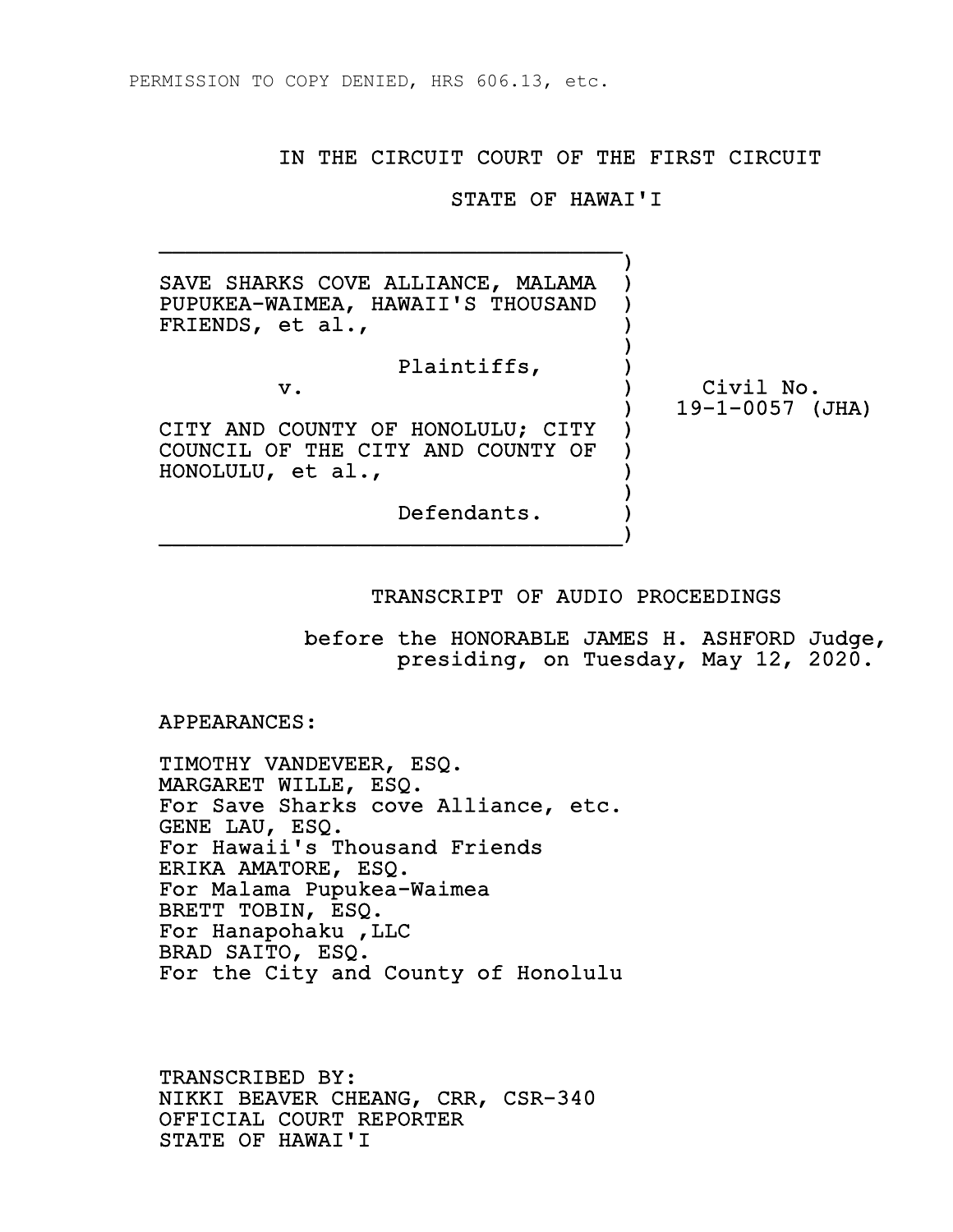PERMISSION TO COPY DENIED, HRS 606.13, etc.

# IN THE CIRCUIT COURT OF THE FIRST CIRCUIT

# STATE OF HAWAI'I

SAVE SHARKS COVE ALLIANCE, MALAMA PUPUKEA-WAIMEA, HAWAII'S THOUSAND FRIENDS, et al.,

Plaintiffs,

v.

CITY AND COUNTY OF HONOLULU; CITY COUNCIL OF THE CITY AND COUNTY OF HONOLULU, et al.,

Defendants.

Civil No. 19-1-0057 (JHA)

## TRANSCRIPT OF AUDIO PROCEEDINGS

before the HONORABLE JAMES H. ASHFORD Judge, presiding, on Tuesday, May 12, 2020.

APPEARANCES:

TIMOTHY VANDEVEER, ESQ.
MARGARET WILLE, ESQ.
For Save Sharks cove Alliance, etc.
GENE LAU, ESQ.
For Hawaii's Thousand Friends
ERIKA AMATORE, ESQ.
For Malama Pupukea-Waimea
BRETT TOBIN, ESQ.
For Hanapohaku ,LLC
BRAD SAITO, ESQ.
For the City and County of Honolulu

TRANSCRIBED BY:
NIKKI BEAVER CHEANG, CRR, CSR-340
OFFICIAL COURT REPORTER
STATE OF HAWAI'I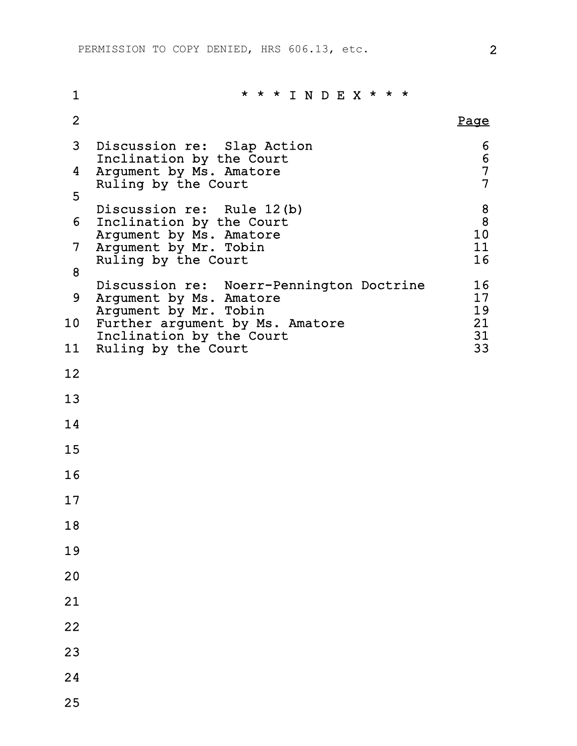# * * * I N D E X * * *

| | Page |
|---|---|
| Discussion re: Slap Action | 6 |
| Inclination by the Court | 6 |
| Argument by Ms. Amatore | 7 |
| Ruling by the Court | 7 |
| | |
| Discussion re: Rule 12(b) | 8 |
| Inclination by the Court | 8 |
| Argument by Ms. Amatore | 10 |
| Argument by Mr. Tobin | 11 |
| Ruling by the Court | 16 |
| | |
| Discussion re: Noerr-Pennington Doctrine | 16 |
| Argument by Ms. Amatore | 17 |
| Argument by Mr. Tobin | 19 |
| Further argument by Ms. Amatore | 21 |
| Inclination by the Court | 31 |
| Ruling by the Court | 33 |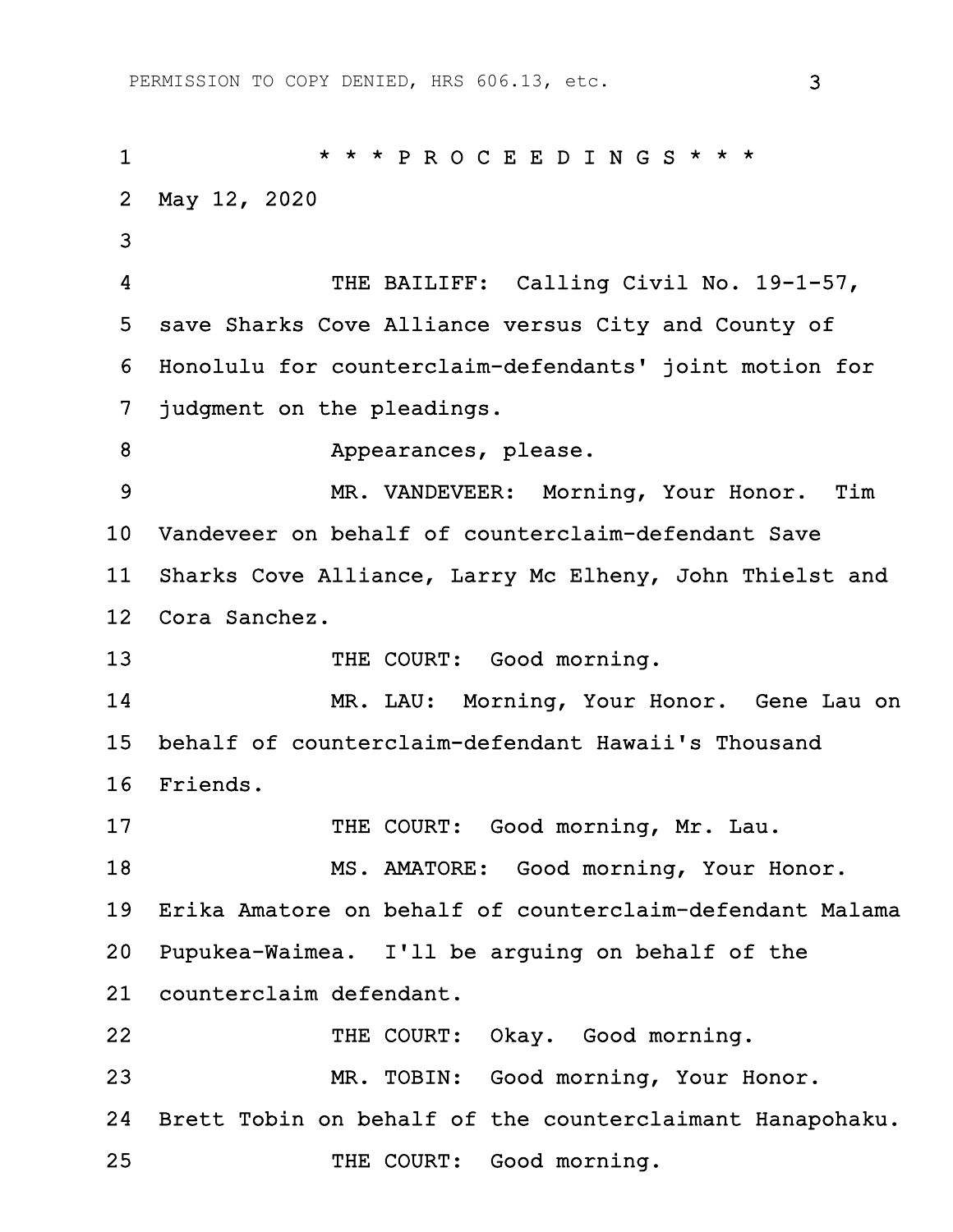\* \* \* P R O C E E D I N G S \* \* \*

May 12, 2020

THE BAILIFF: Calling Civil No. 19-1-57, save Sharks Cove Alliance versus City and County of Honolulu for counterclaim-defendants' joint motion for judgment on the pleadings.

Appearances, please.

MR. VANDEVEER: Morning, Your Honor. Tim Vandeveer on behalf of counterclaim-defendant Save Sharks Cove Alliance, Larry Mc Elheny, John Thielst and Cora Sanchez.

THE COURT: Good morning.

MR. LAU: Morning, Your Honor. Gene Lau on behalf of counterclaim-defendant Hawaii's Thousand Friends.

THE COURT: Good morning, Mr. Lau.

MS. AMATORE: Good morning, Your Honor. Erika Amatore on behalf of counterclaim-defendant Malama Pupukea-Waimea. I'll be arguing on behalf of the counterclaim defendant.

THE COURT: Okay. Good morning.

MR. TOBIN: Good morning, Your Honor. Brett Tobin on behalf of the counterclaimant Hanapohaku.

THE COURT: Good morning.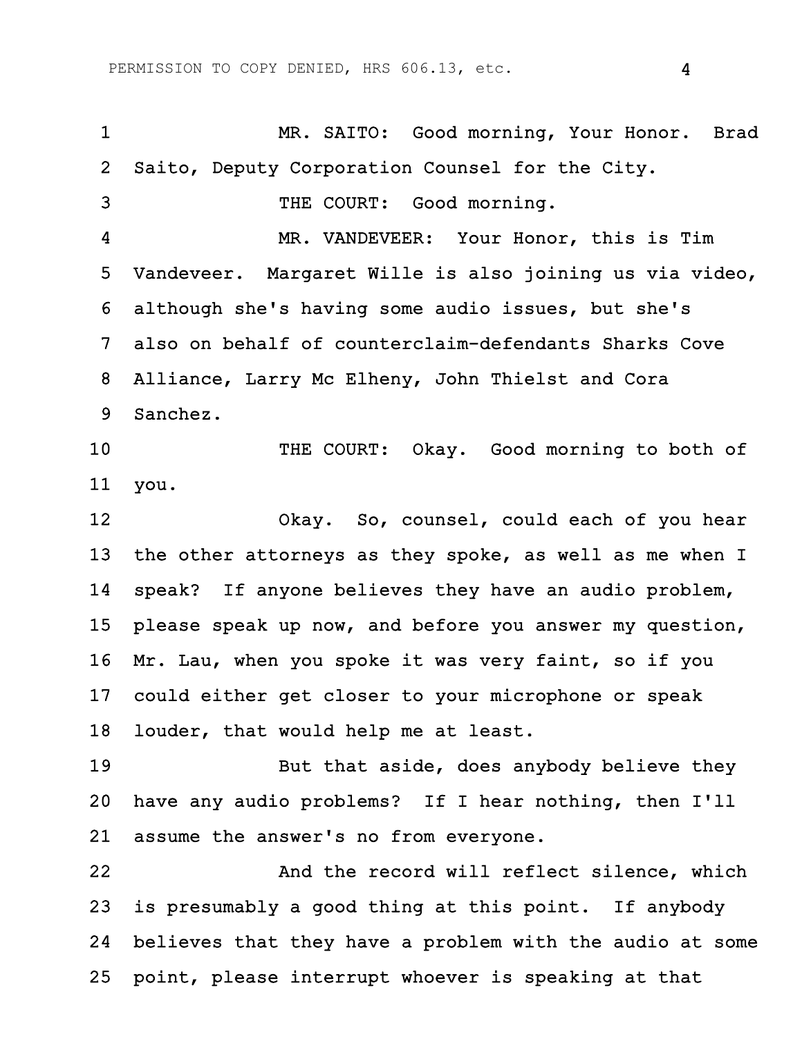MR. SAITO: Good morning, Your Honor. Brad Saito, Deputy Corporation Counsel for the City.

THE COURT: Good morning.

MR. VANDEVEER: Your Honor, this is Tim Vandeveer. Margaret Wille is also joining us via video, although she's having some audio issues, but she's also on behalf of counterclaim-defendants Sharks Cove Alliance, Larry Mc Elheny, John Thielst and Cora Sanchez.

THE COURT: Okay. Good morning to both of you.

Okay. So, counsel, could each of you hear the other attorneys as they spoke, as well as me when I speak? If anyone believes they have an audio problem, please speak up now, and before you answer my question, Mr. Lau, when you spoke it was very faint, so if you could either get closer to your microphone or speak louder, that would help me at least.

But that aside, does anybody believe they have any audio problems? If I hear nothing, then I'll assume the answer's no from everyone.

And the record will reflect silence, which is presumably a good thing at this point. If anybody believes that they have a problem with the audio at some point, please interrupt whoever is speaking at that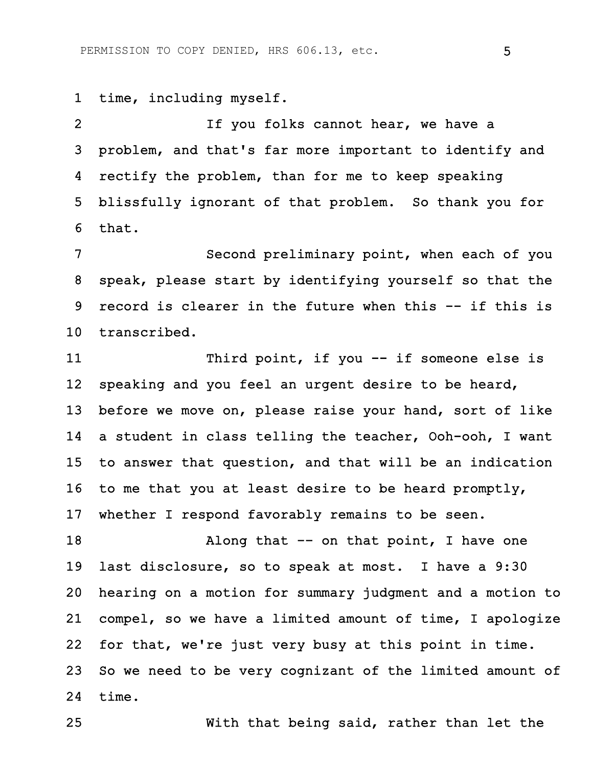time, including myself.

If you folks cannot hear, we have a problem, and that's far more important to identify and rectify the problem, than for me to keep speaking blissfully ignorant of that problem. So thank you for that.

Second preliminary point, when each of you speak, please start by identifying yourself so that the record is clearer in the future when this -- if this is transcribed.

Third point, if you -- if someone else is speaking and you feel an urgent desire to be heard, before we move on, please raise your hand, sort of like a student in class telling the teacher, Ooh-ooh, I want to answer that question, and that will be an indication to me that you at least desire to be heard promptly, whether I respond favorably remains to be seen.

Along that -- on that point, I have one last disclosure, so to speak at most. I have a 9:30 hearing on a motion for summary judgment and a motion to compel, so we have a limited amount of time, I apologize for that, we're just very busy at this point in time. So we need to be very cognizant of the limited amount of time.

With that being said, rather than let the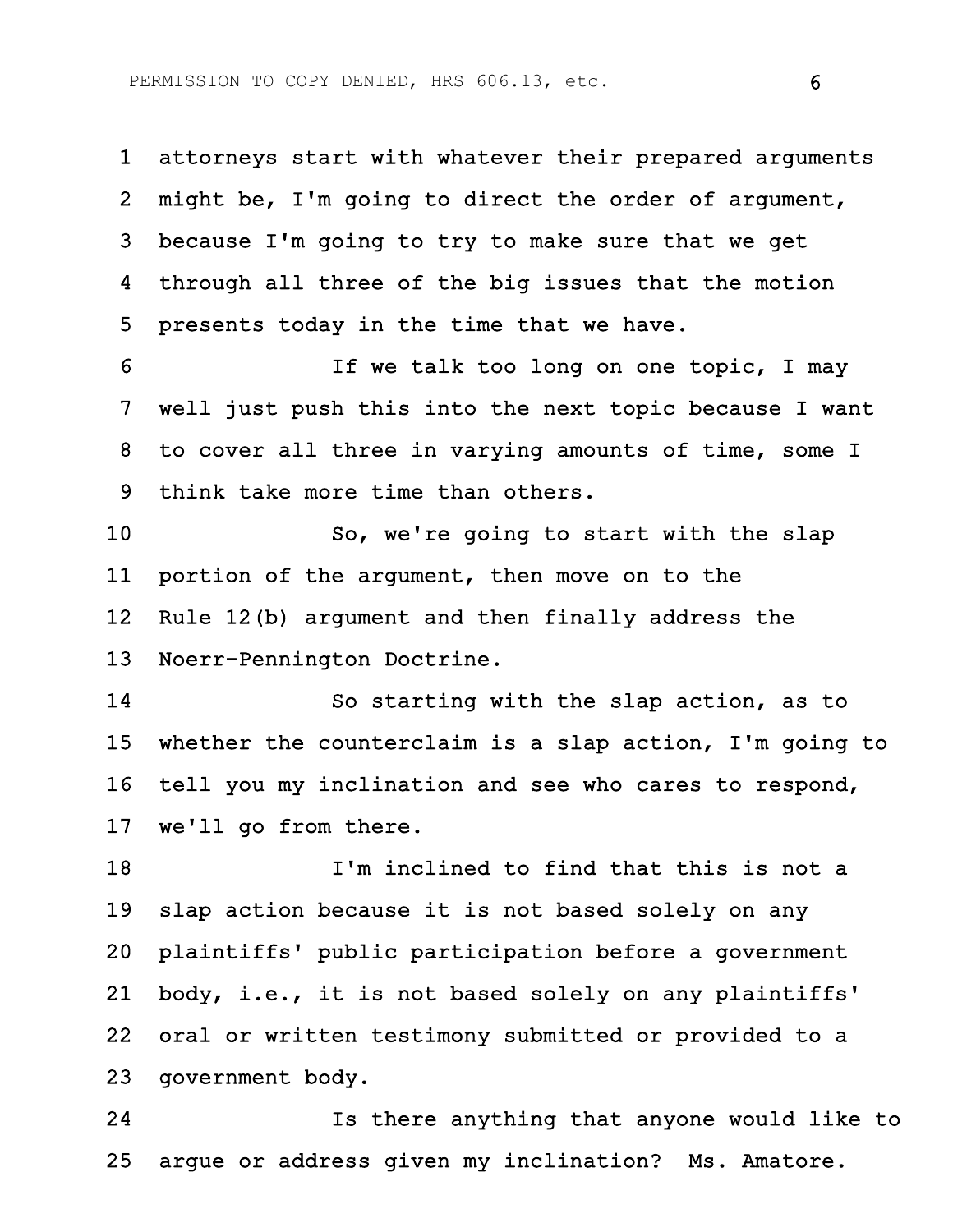attorneys start with whatever their prepared arguments might be, I'm going to direct the order of argument, because I'm going to try to make sure that we get through all three of the big issues that the motion presents today in the time that we have.

If we talk too long on one topic, I may well just push this into the next topic because I want to cover all three in varying amounts of time, some I think take more time than others.

So, we're going to start with the slap portion of the argument, then move on to the Rule 12(b) argument and then finally address the Noerr-Pennington Doctrine.

So starting with the slap action, as to whether the counterclaim is a slap action, I'm going to tell you my inclination and see who cares to respond, we'll go from there.

I'm inclined to find that this is not a slap action because it is not based solely on any plaintiffs' public participation before a government body, i.e., it is not based solely on any plaintiffs' oral or written testimony submitted or provided to a government body.

Is there anything that anyone would like to argue or address given my inclination? Ms. Amatore.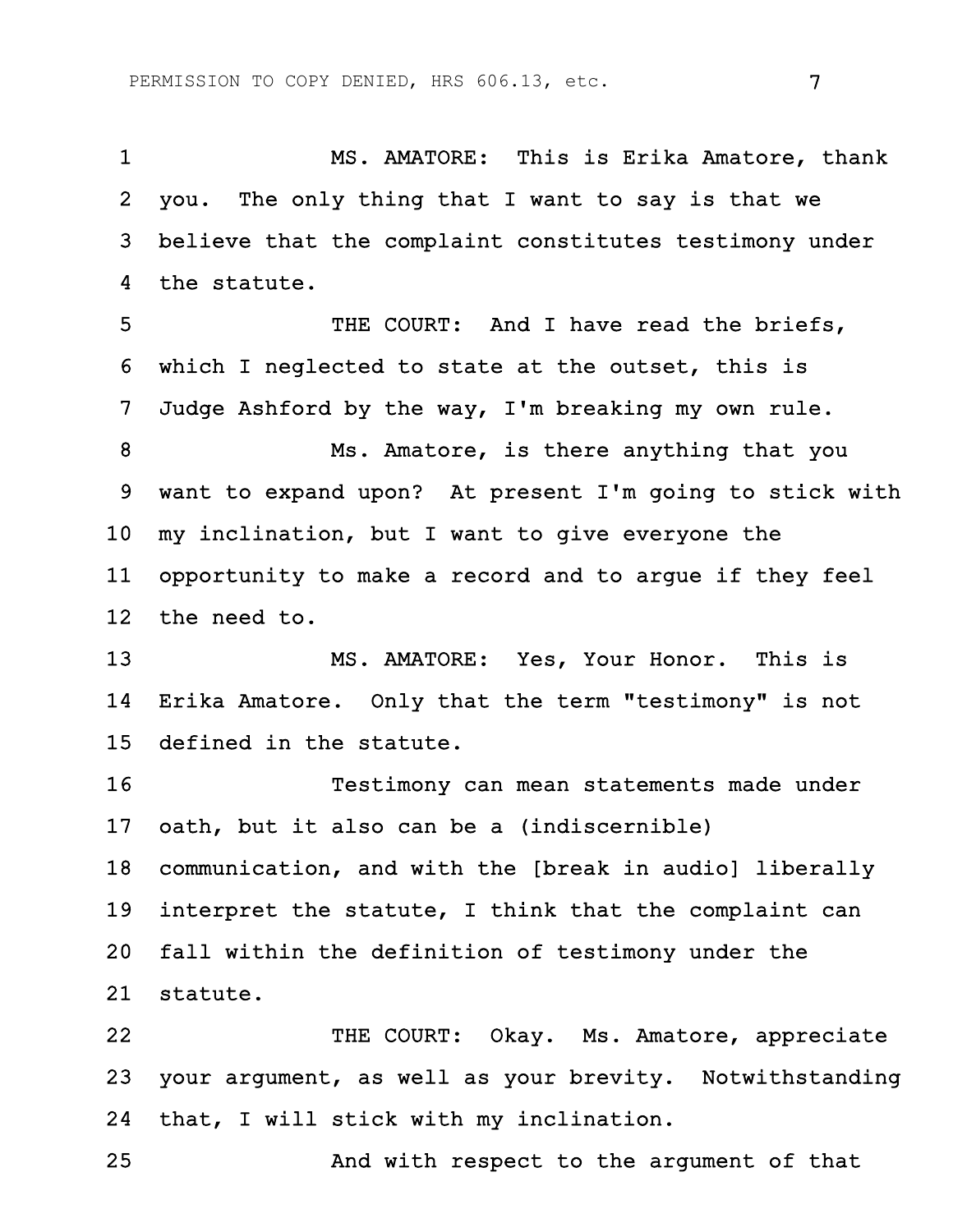MS. AMATORE: This is Erika Amatore, thank you. The only thing that I want to say is that we believe that the complaint constitutes testimony under the statute.

THE COURT: And I have read the briefs, which I neglected to state at the outset, this is Judge Ashford by the way, I'm breaking my own rule.

Ms. Amatore, is there anything that you want to expand upon? At present I'm going to stick with my inclination, but I want to give everyone the opportunity to make a record and to argue if they feel the need to.

MS. AMATORE: Yes, Your Honor. This is Erika Amatore. Only that the term "testimony" is not defined in the statute.

Testimony can mean statements made under oath, but it also can be a (indiscernible) communication, and with the [break in audio] liberally interpret the statute, I think that the complaint can fall within the definition of testimony under the statute.

THE COURT: Okay. Ms. Amatore, appreciate your argument, as well as your brevity. Notwithstanding that, I will stick with my inclination.

And with respect to the argument of that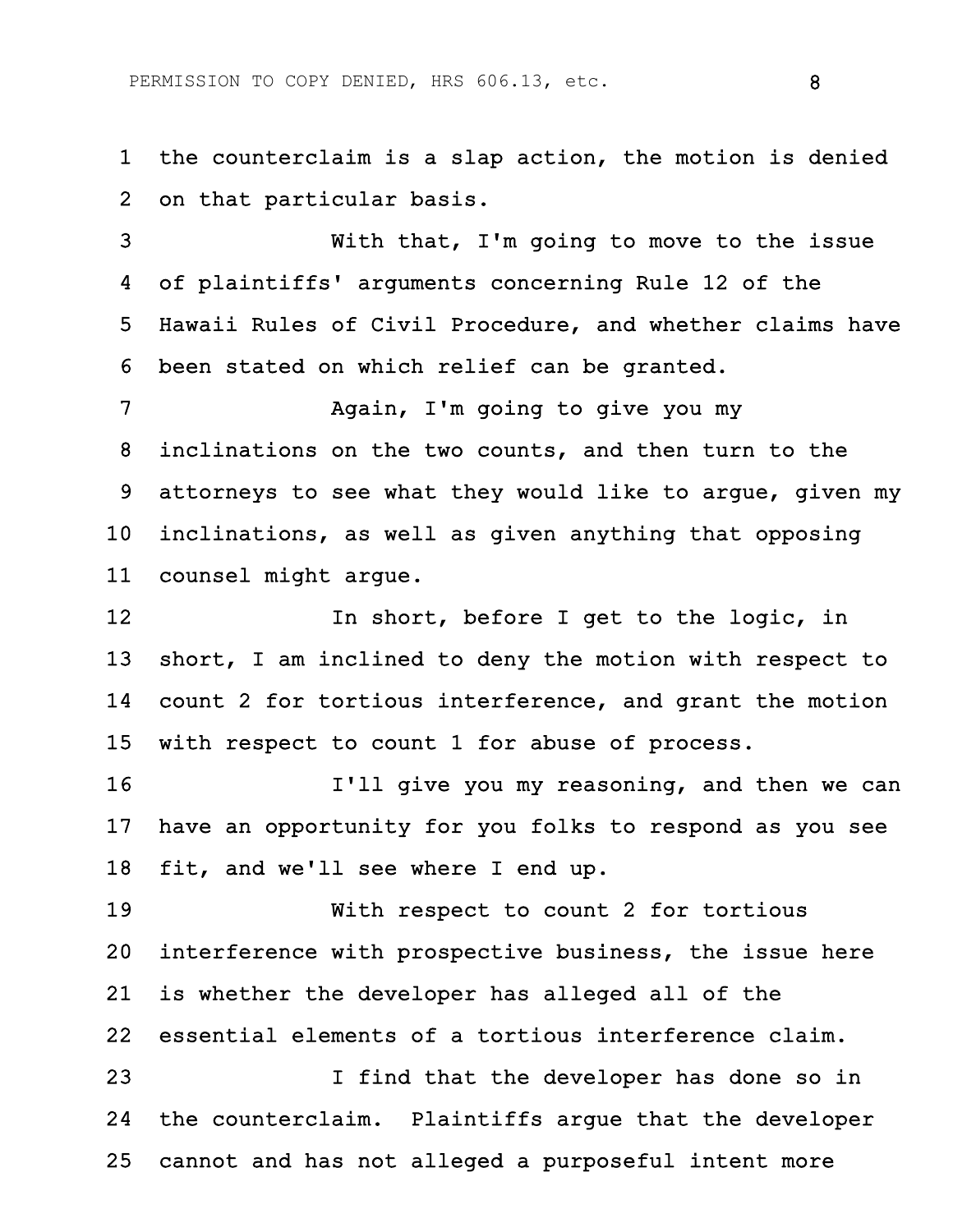the counterclaim is a slap action, the motion is denied on that particular basis.

With that, I'm going to move to the issue of plaintiffs' arguments concerning Rule 12 of the Hawaii Rules of Civil Procedure, and whether claims have been stated on which relief can be granted.

Again, I'm going to give you my inclinations on the two counts, and then turn to the attorneys to see what they would like to argue, given my inclinations, as well as given anything that opposing counsel might argue.

In short, before I get to the logic, in short, I am inclined to deny the motion with respect to count 2 for tortious interference, and grant the motion with respect to count 1 for abuse of process.

I'll give you my reasoning, and then we can have an opportunity for you folks to respond as you see fit, and we'll see where I end up.

With respect to count 2 for tortious interference with prospective business, the issue here is whether the developer has alleged all of the essential elements of a tortious interference claim.

I find that the developer has done so in the counterclaim. Plaintiffs argue that the developer cannot and has not alleged a purposeful intent more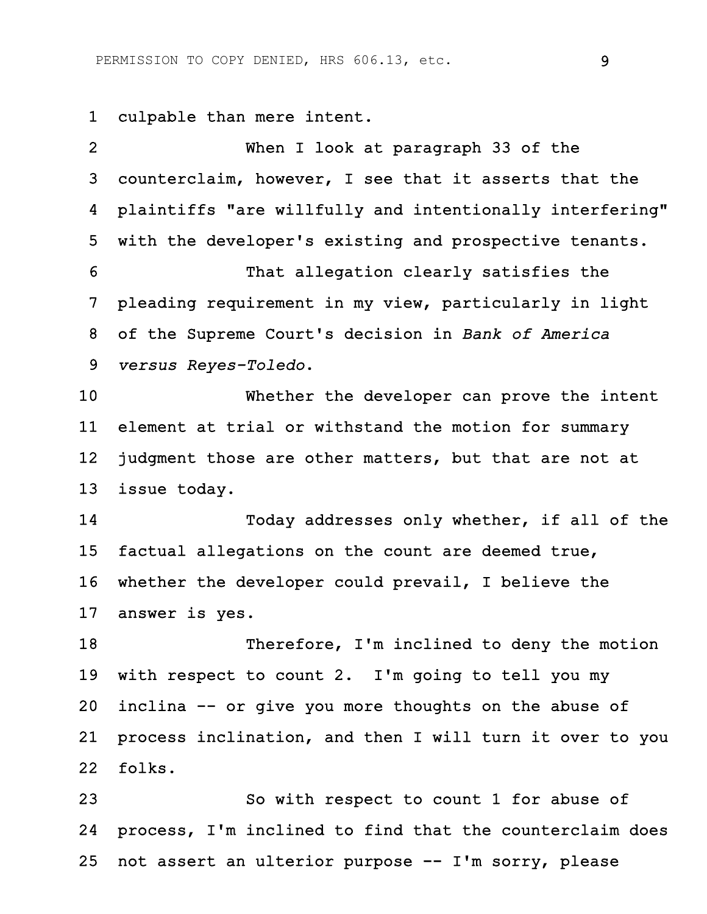culpable than mere intent.

When I look at paragraph 33 of the counterclaim, however, I see that it asserts that the plaintiffs "are willfully and intentionally interfering" with the developer's existing and prospective tenants.

That allegation clearly satisfies the pleading requirement in my view, particularly in light of the Supreme Court's decision in *Bank of America versus Reyes-Toledo*.

Whether the developer can prove the intent element at trial or withstand the motion for summary judgment those are other matters, but that are not at issue today.

Today addresses only whether, if all of the factual allegations on the count are deemed true, whether the developer could prevail, I believe the answer is yes.

Therefore, I'm inclined to deny the motion with respect to count 2. I'm going to tell you my inclina -- or give you more thoughts on the abuse of process inclination, and then I will turn it over to you folks.

So with respect to count 1 for abuse of process, I'm inclined to find that the counterclaim does not assert an ulterior purpose -- I'm sorry, please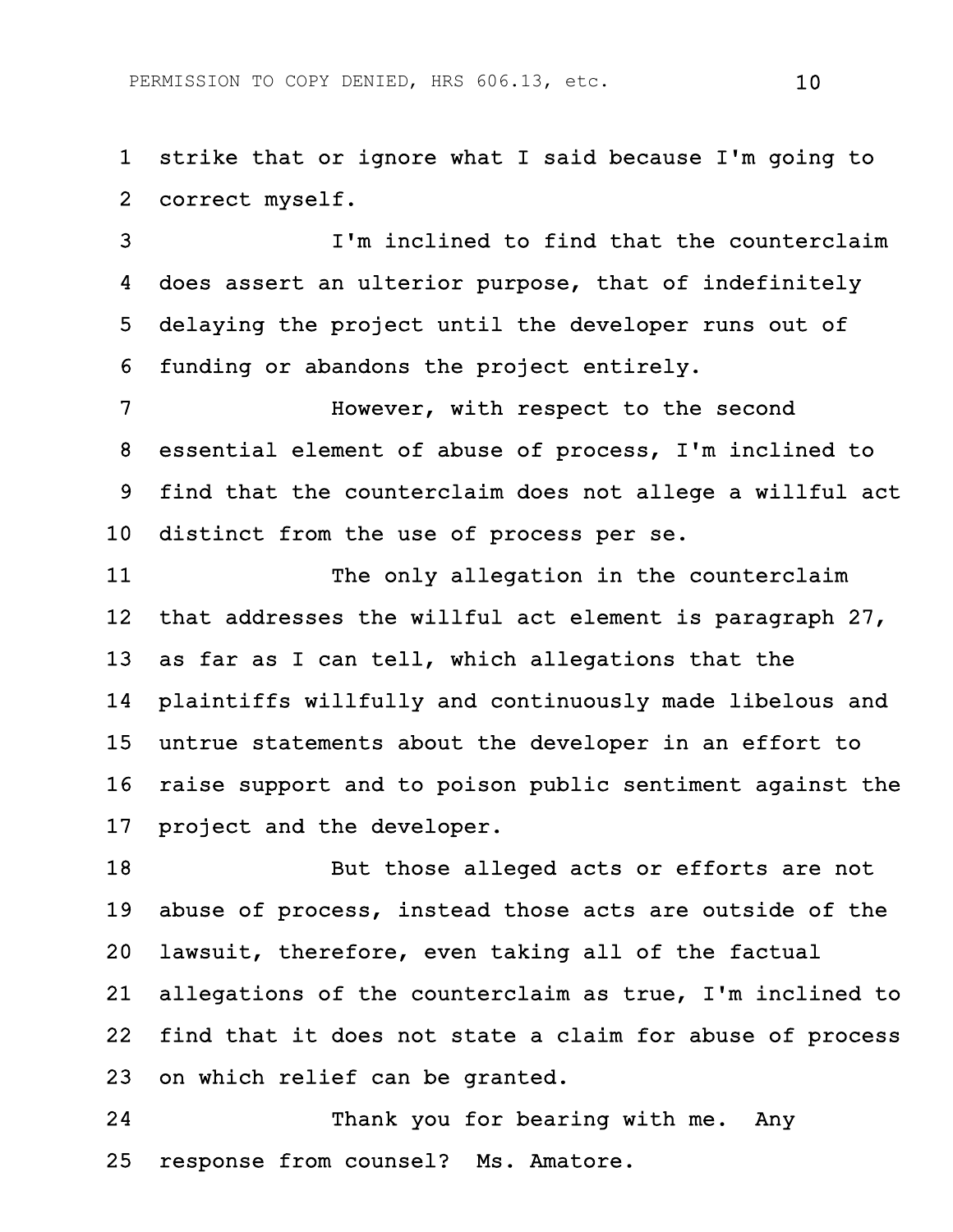strike that or ignore what I said because I'm going to correct myself.

I'm inclined to find that the counterclaim does assert an ulterior purpose, that of indefinitely delaying the project until the developer runs out of funding or abandons the project entirely.

However, with respect to the second essential element of abuse of process, I'm inclined to find that the counterclaim does not allege a willful act distinct from the use of process per se.

The only allegation in the counterclaim that addresses the willful act element is paragraph 27, as far as I can tell, which allegations that the plaintiffs willfully and continuously made libelous and untrue statements about the developer in an effort to raise support and to poison public sentiment against the project and the developer.

But those alleged acts or efforts are not abuse of process, instead those acts are outside of the lawsuit, therefore, even taking all of the factual allegations of the counterclaim as true, I'm inclined to find that it does not state a claim for abuse of process on which relief can be granted.

Thank you for bearing with me. Any response from counsel? Ms. Amatore.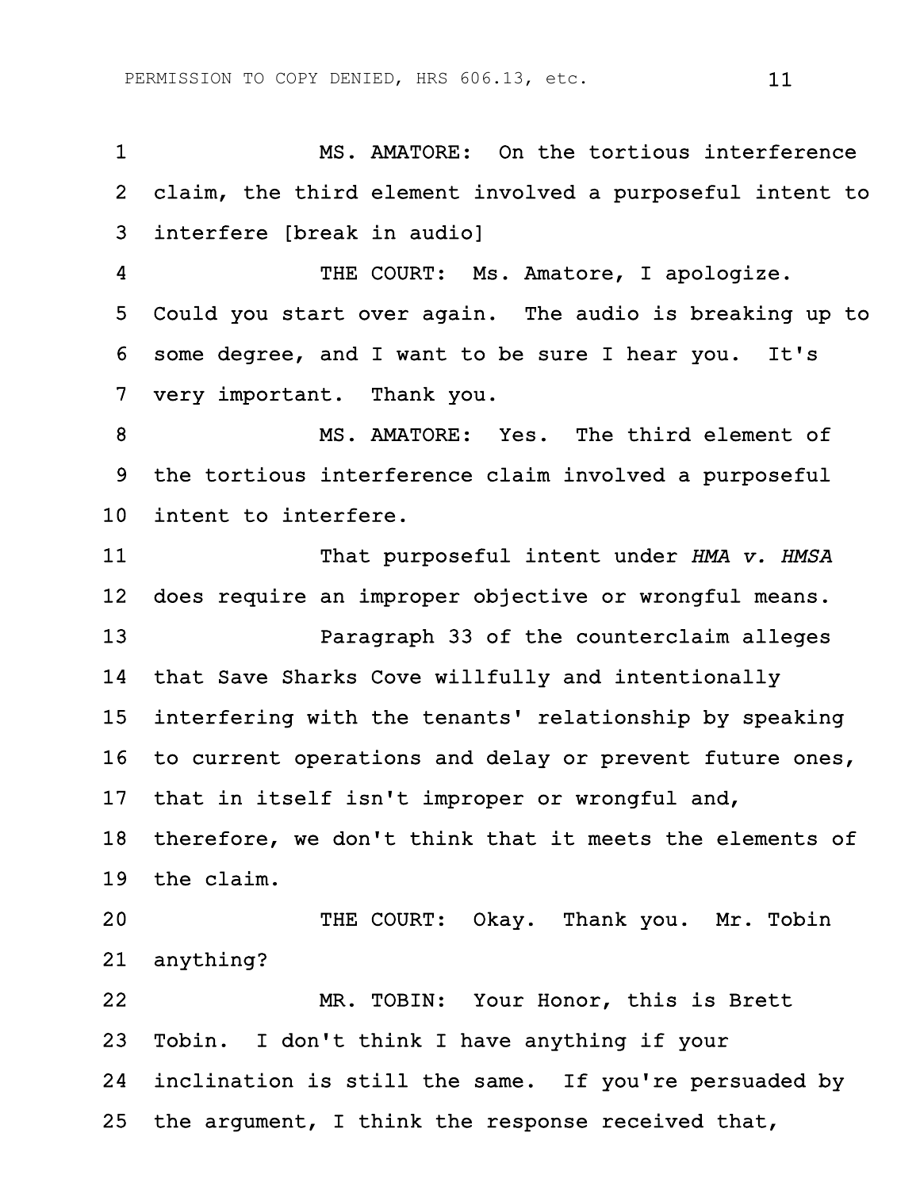MS. AMATORE: On the tortious interference claim, the third element involved a purposeful intent to interfere [break in audio]

THE COURT: Ms. Amatore, I apologize. Could you start over again. The audio is breaking up to some degree, and I want to be sure I hear you. It's very important. Thank you.

MS. AMATORE: Yes. The third element of the tortious interference claim involved a purposeful intent to interfere.

That purposeful intent under *HMA v. HMSA* does require an improper objective or wrongful means.

Paragraph 33 of the counterclaim alleges that Save Sharks Cove willfully and intentionally interfering with the tenants' relationship by speaking to current operations and delay or prevent future ones, that in itself isn't improper or wrongful and, therefore, we don't think that it meets the elements of the claim.

THE COURT: Okay. Thank you. Mr. Tobin anything?

MR. TOBIN: Your Honor, this is Brett Tobin. I don't think I have anything if your inclination is still the same. If you're persuaded by the argument, I think the response received that,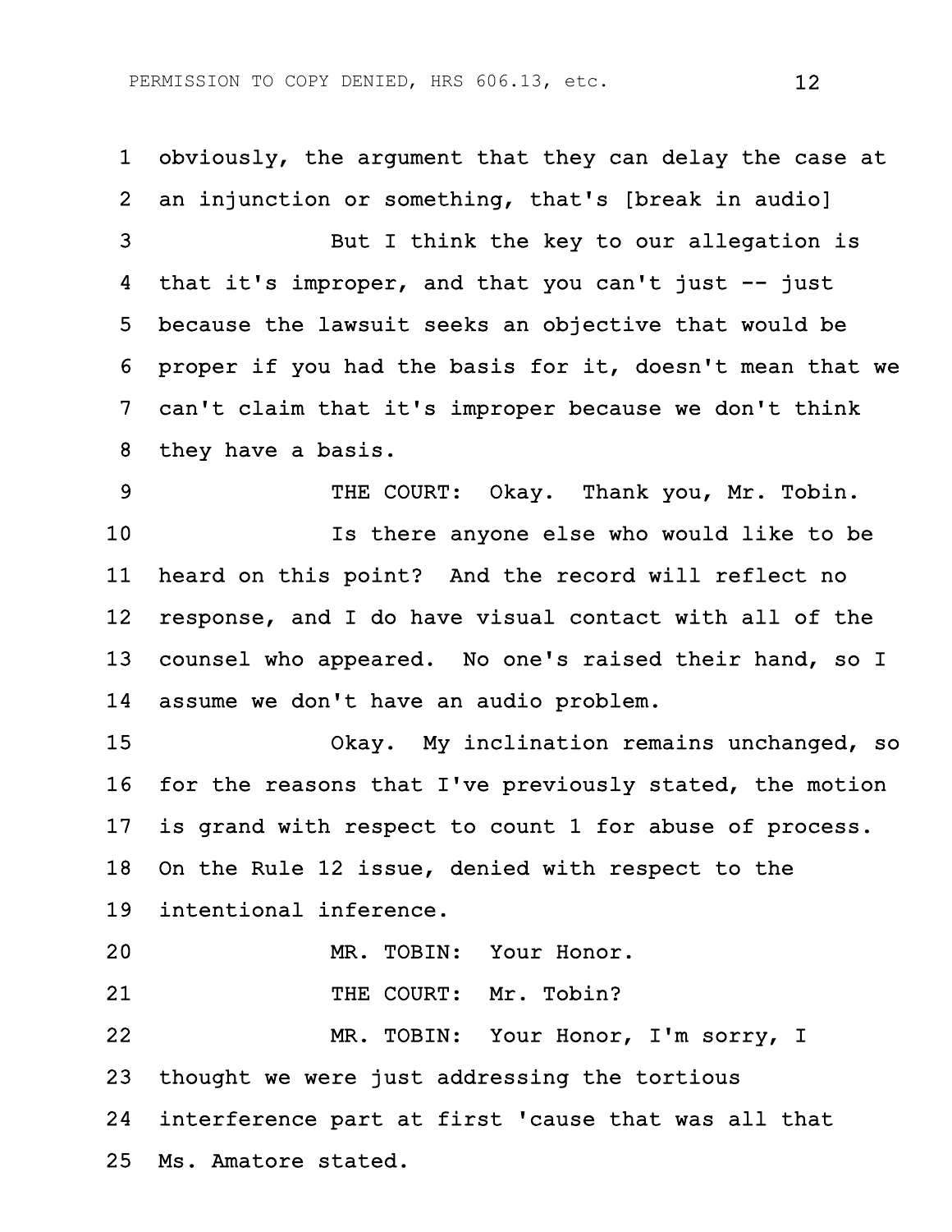obviously, the argument that they can delay the case at an injunction or something, that's [break in audio]

But I think the key to our allegation is that it's improper, and that you can't just -- just because the lawsuit seeks an objective that would be proper if you had the basis for it, doesn't mean that we can't claim that it's improper because we don't think they have a basis.

THE COURT: Okay. Thank you, Mr. Tobin.

Is there anyone else who would like to be heard on this point? And the record will reflect no response, and I do have visual contact with all of the counsel who appeared. No one's raised their hand, so I assume we don't have an audio problem.

Okay. My inclination remains unchanged, so for the reasons that I've previously stated, the motion is grand with respect to count 1 for abuse of process. On the Rule 12 issue, denied with respect to the intentional inference.

MR. TOBIN: Your Honor.

THE COURT: Mr. Tobin?

MR. TOBIN: Your Honor, I'm sorry, I thought we were just addressing the tortious interference part at first 'cause that was all that Ms. Amatore stated.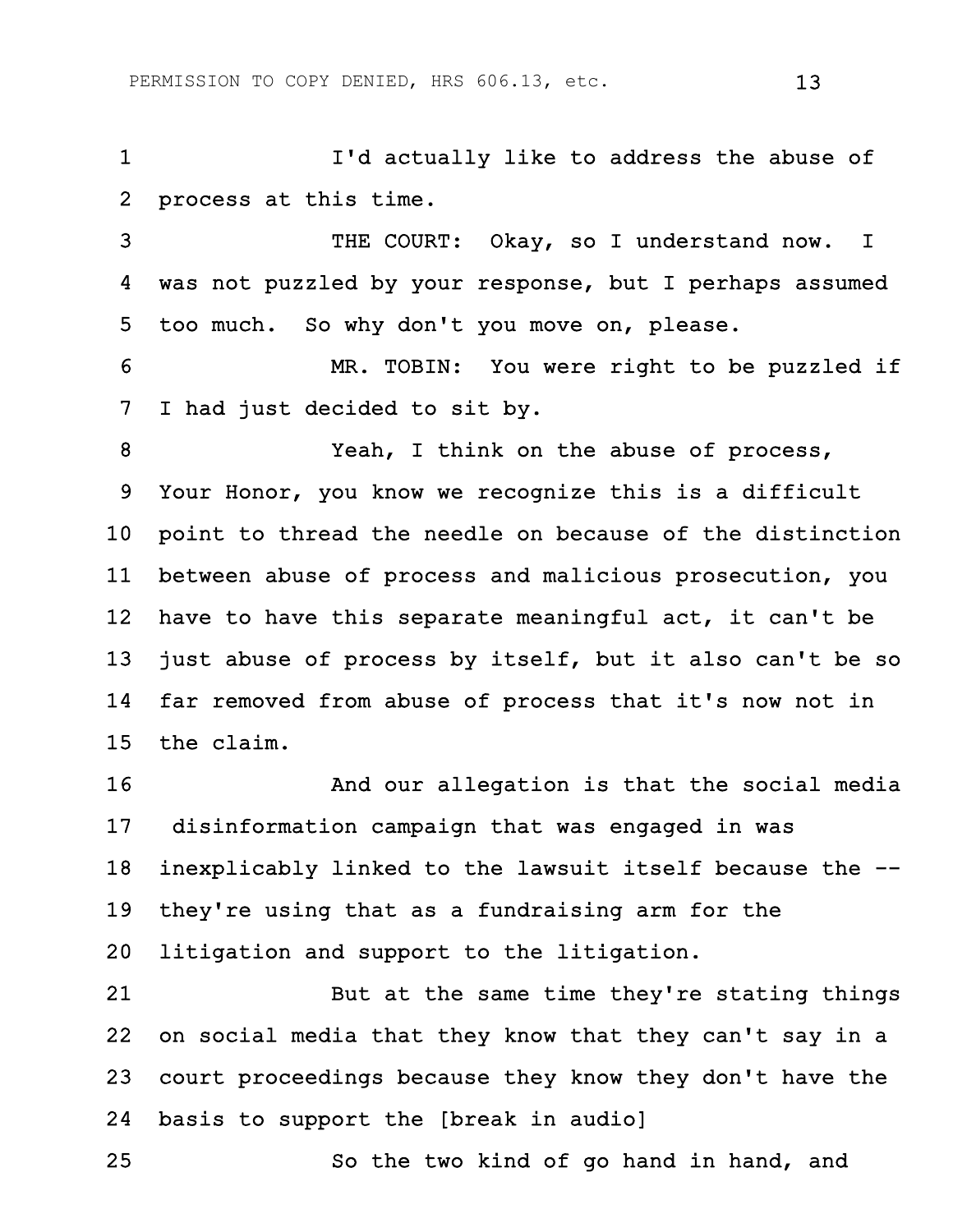I'd actually like to address the abuse of process at this time.

THE COURT: Okay, so I understand now. I was not puzzled by your response, but I perhaps assumed too much. So why don't you move on, please.

MR. TOBIN: You were right to be puzzled if I had just decided to sit by.

Yeah, I think on the abuse of process, Your Honor, you know we recognize this is a difficult point to thread the needle on because of the distinction between abuse of process and malicious prosecution, you have to have this separate meaningful act, it can't be just abuse of process by itself, but it also can't be so far removed from abuse of process that it's now not in the claim.

And our allegation is that the social media disinformation campaign that was engaged in was inexplicably linked to the lawsuit itself because the -- they're using that as a fundraising arm for the litigation and support to the litigation.

But at the same time they're stating things on social media that they know that they can't say in a court proceedings because they know they don't have the basis to support the [break in audio]

So the two kind of go hand in hand, and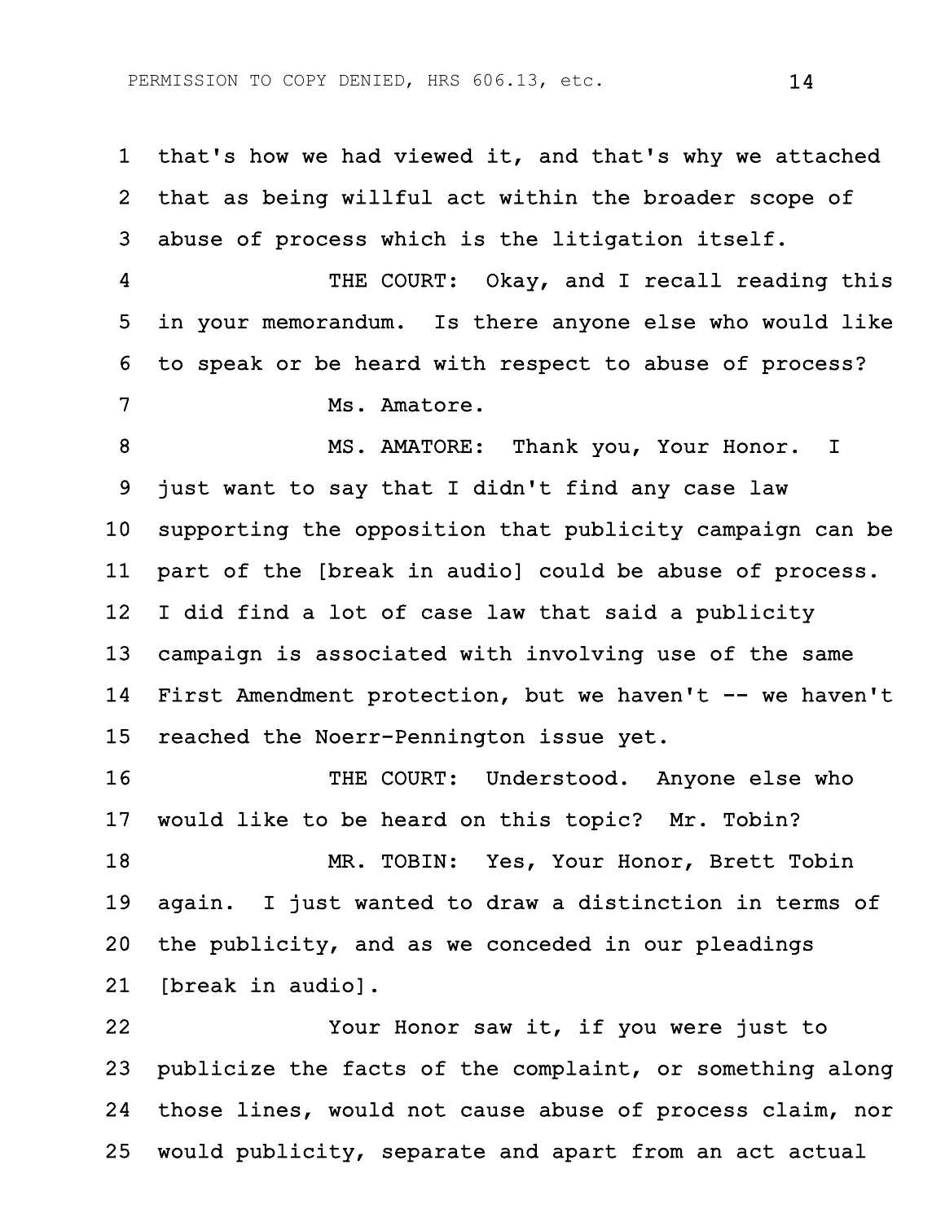that's how we had viewed it, and that's why we attached that as being willful act within the broader scope of abuse of process which is the litigation itself.

THE COURT: Okay, and I recall reading this in your memorandum. Is there anyone else who would like to speak or be heard with respect to abuse of process?

Ms. Amatore.

MS. AMATORE: Thank you, Your Honor. I just want to say that I didn't find any case law supporting the opposition that publicity campaign can be part of the [break in audio] could be abuse of process. I did find a lot of case law that said a publicity campaign is associated with involving use of the same First Amendment protection, but we haven't -- we haven't reached the Noerr-Pennington issue yet.

THE COURT: Understood. Anyone else who would like to be heard on this topic? Mr. Tobin?

MR. TOBIN: Yes, Your Honor, Brett Tobin again. I just wanted to draw a distinction in terms of the publicity, and as we conceded in our pleadings [break in audio].

Your Honor saw it, if you were just to publicize the facts of the complaint, or something along those lines, would not cause abuse of process claim, nor would publicity, separate and apart from an act actual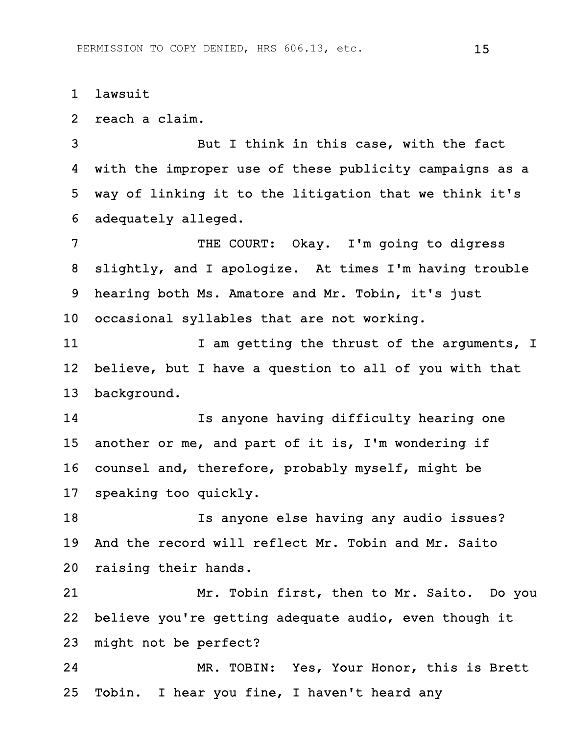lawsuit

reach a claim.

But I think in this case, with the fact with the improper use of these publicity campaigns as a way of linking it to the litigation that we think it's adequately alleged.

THE COURT: Okay. I'm going to digress slightly, and I apologize. At times I'm having trouble hearing both Ms. Amatore and Mr. Tobin, it's just occasional syllables that are not working.

I am getting the thrust of the arguments, I believe, but I have a question to all of you with that background.

Is anyone having difficulty hearing one another or me, and part of it is, I'm wondering if counsel and, therefore, probably myself, might be speaking too quickly.

Is anyone else having any audio issues? And the record will reflect Mr. Tobin and Mr. Saito raising their hands.

Mr. Tobin first, then to Mr. Saito. Do you believe you're getting adequate audio, even though it might not be perfect?

MR. TOBIN: Yes, Your Honor, this is Brett Tobin. I hear you fine, I haven't heard any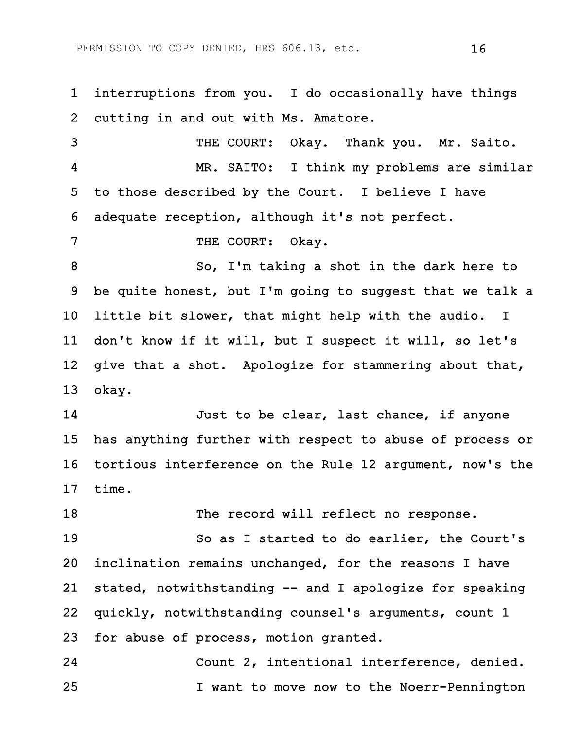interruptions from you. I do occasionally have things cutting in and out with Ms. Amatore.

THE COURT: Okay. Thank you. Mr. Saito.

MR. SAITO: I think my problems are similar to those described by the Court. I believe I have adequate reception, although it's not perfect.

THE COURT: Okay.

So, I'm taking a shot in the dark here to be quite honest, but I'm going to suggest that we talk a little bit slower, that might help with the audio. I don't know if it will, but I suspect it will, so let's give that a shot. Apologize for stammering about that, okay.

Just to be clear, last chance, if anyone has anything further with respect to abuse of process or tortious interference on the Rule 12 argument, now's the time.

The record will reflect no response.

So as I started to do earlier, the Court's inclination remains unchanged, for the reasons I have stated, notwithstanding -- and I apologize for speaking quickly, notwithstanding counsel's arguments, count 1 for abuse of process, motion granted.

Count 2, intentional interference, denied.

I want to move now to the Noerr-Pennington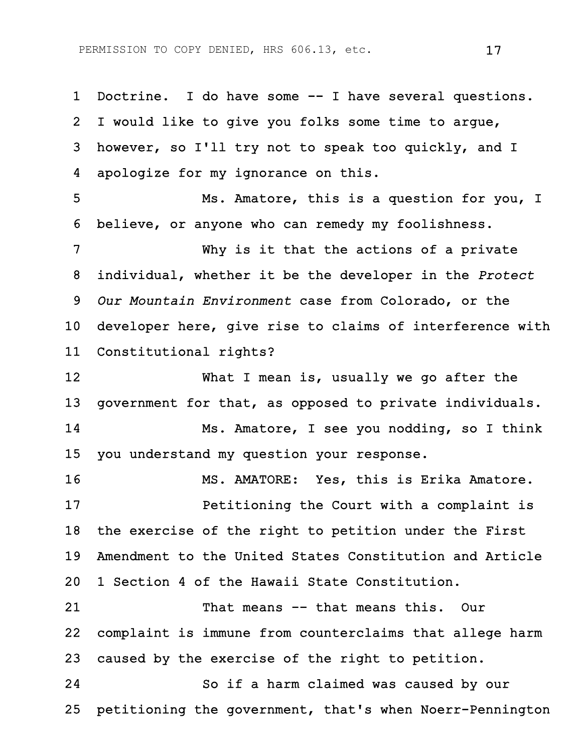Doctrine. I do have some -- I have several questions. I would like to give you folks some time to argue, however, so I'll try not to speak too quickly, and I apologize for my ignorance on this.

Ms. Amatore, this is a question for you, I believe, or anyone who can remedy my foolishness.

Why is it that the actions of a private individual, whether it be the developer in the *Protect Our Mountain Environment* case from Colorado, or the developer here, give rise to claims of interference with Constitutional rights?

What I mean is, usually we go after the government for that, as opposed to private individuals.

Ms. Amatore, I see you nodding, so I think you understand my question your response.

MS. AMATORE: Yes, this is Erika Amatore.

Petitioning the Court with a complaint is the exercise of the right to petition under the First Amendment to the United States Constitution and Article 1 Section 4 of the Hawaii State Constitution.

That means -- that means this. Our complaint is immune from counterclaims that allege harm caused by the exercise of the right to petition.

So if a harm claimed was caused by our petitioning the government, that's when Noerr-Pennington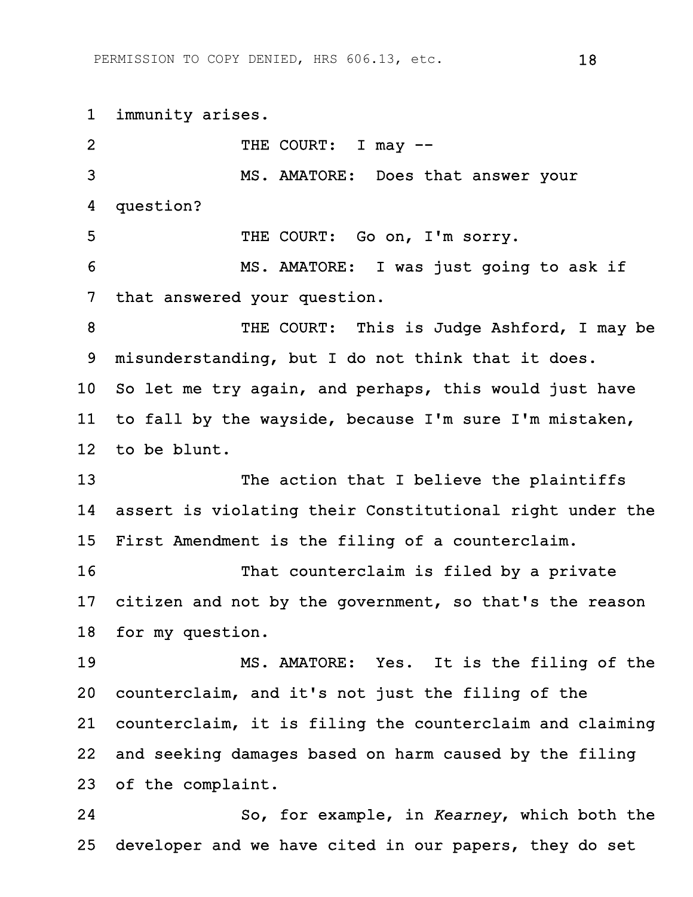immunity arises.

THE COURT: I may --

MS. AMATORE: Does that answer your question?

THE COURT: Go on, I'm sorry.

MS. AMATORE: I was just going to ask if that answered your question.

THE COURT: This is Judge Ashford, I may be misunderstanding, but I do not think that it does. So let me try again, and perhaps, this would just have to fall by the wayside, because I'm sure I'm mistaken, to be blunt.

The action that I believe the plaintiffs assert is violating their Constitutional right under the First Amendment is the filing of a counterclaim.

That counterclaim is filed by a private citizen and not by the government, so that's the reason for my question.

MS. AMATORE: Yes. It is the filing of the counterclaim, and it's not just the filing of the counterclaim, it is filing the counterclaim and claiming and seeking damages based on harm caused by the filing of the complaint.

So, for example, in *Kearney*, which both the developer and we have cited in our papers, they do set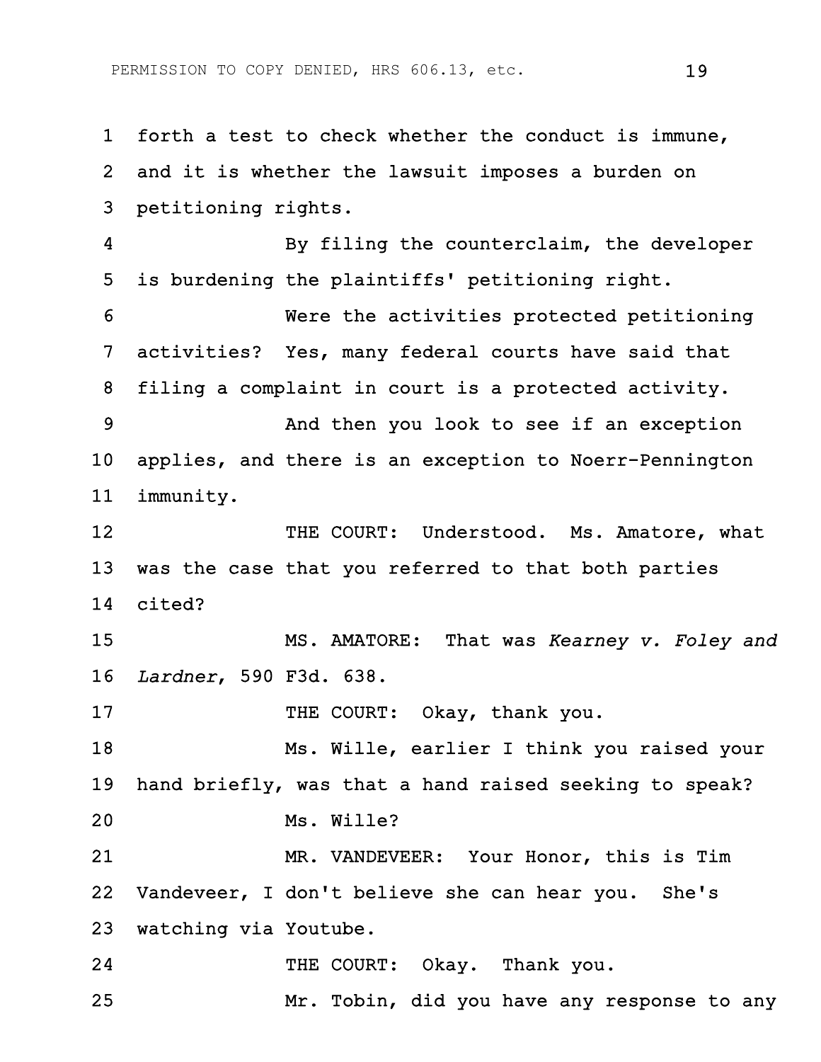1 forth a test to check whether the conduct is immune,
2 and it is whether the lawsuit imposes a burden on
3 petitioning rights.

4 By filing the counterclaim, the developer
5 is burdening the plaintiffs' petitioning right.

6 Were the activities protected petitioning
7 activities? Yes, many federal courts have said that
8 filing a complaint in court is a protected activity.

9 And then you look to see if an exception
10 applies, and there is an exception to Noerr-Pennington
11 immunity.

12 THE COURT: Understood. Ms. Amatore, what
13 was the case that you referred to that both parties
14 cited?

15 MS. AMATORE: That was *Kearney v. Foley and*
16 *Lardner*, 590 F3d. 638.

17 THE COURT: Okay, thank you.

18 Ms. Wille, earlier I think you raised your
19 hand briefly, was that a hand raised seeking to speak?

20 Ms. Wille?

21 MR. VANDEVEER: Your Honor, this is Tim
22 Vandeveer, I don't believe she can hear you. She's
23 watching via Youtube.

24 THE COURT: Okay. Thank you.

25 Mr. Tobin, did you have any response to any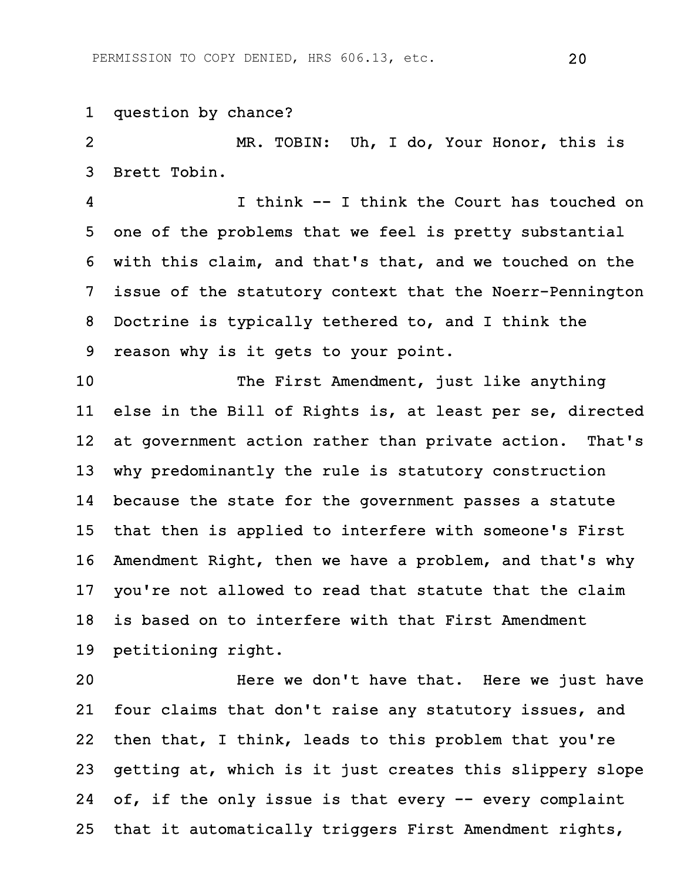question by chance?

MR. TOBIN: Uh, I do, Your Honor, this is Brett Tobin.

I think -- I think the Court has touched on one of the problems that we feel is pretty substantial with this claim, and that's that, and we touched on the issue of the statutory context that the Noerr-Pennington Doctrine is typically tethered to, and I think the reason why is it gets to your point.

The First Amendment, just like anything else in the Bill of Rights is, at least per se, directed at government action rather than private action. That's why predominantly the rule is statutory construction because the state for the government passes a statute that then is applied to interfere with someone's First Amendment Right, then we have a problem, and that's why you're not allowed to read that statute that the claim is based on to interfere with that First Amendment petitioning right.

Here we don't have that. Here we just have four claims that don't raise any statutory issues, and then that, I think, leads to this problem that you're getting at, which is it just creates this slippery slope of, if the only issue is that every -- every complaint that it automatically triggers First Amendment rights,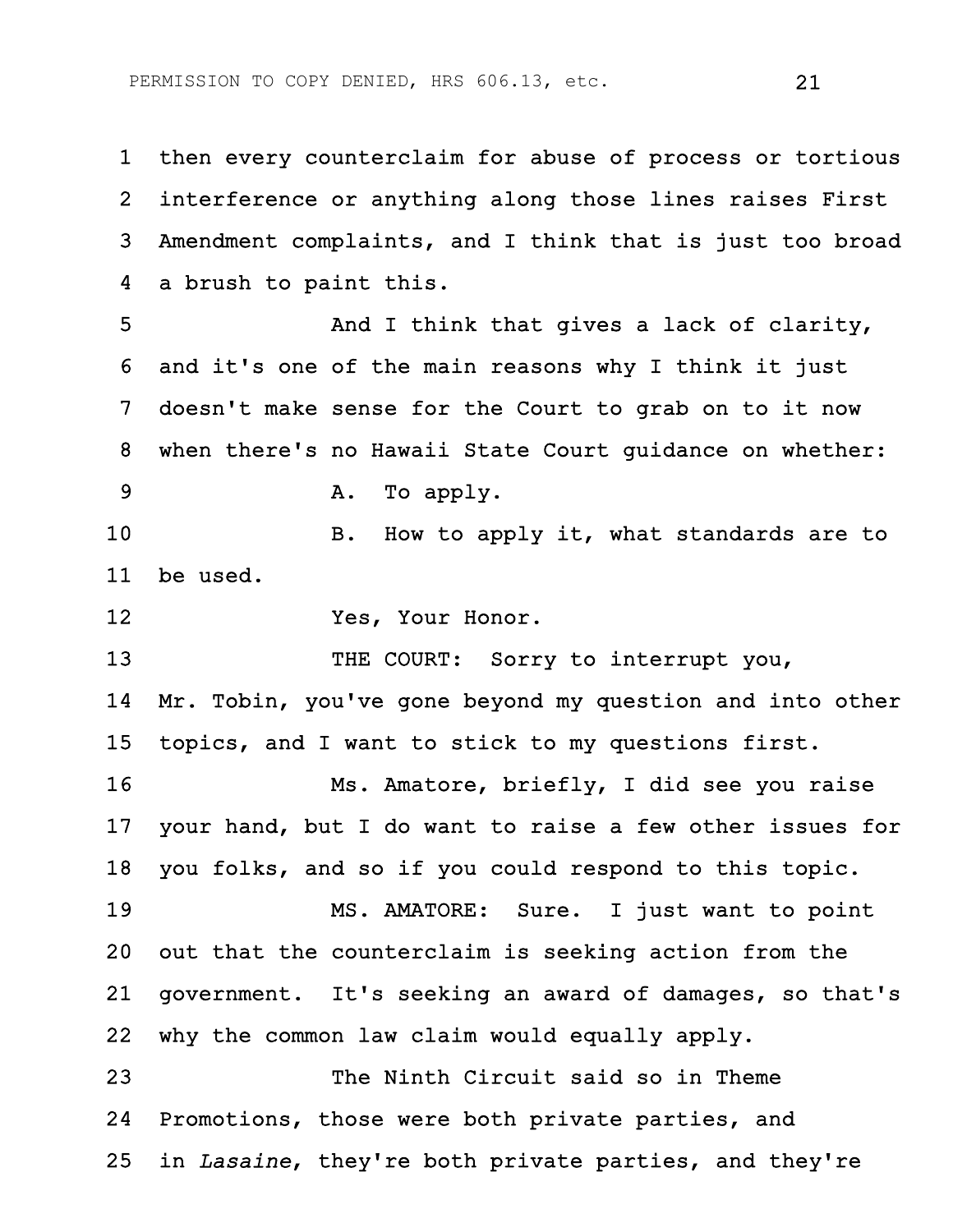then every counterclaim for abuse of process or tortious interference or anything along those lines raises First Amendment complaints, and I think that is just too broad a brush to paint this.

And I think that gives a lack of clarity, and it's one of the main reasons why I think it just doesn't make sense for the Court to grab on to it now when there's no Hawaii State Court guidance on whether:

A. To apply.

B. How to apply it, what standards are to be used.

Yes, Your Honor.

THE COURT: Sorry to interrupt you, Mr. Tobin, you've gone beyond my question and into other topics, and I want to stick to my questions first.

Ms. Amatore, briefly, I did see you raise your hand, but I do want to raise a few other issues for you folks, and so if you could respond to this topic.

MS. AMATORE: Sure. I just want to point out that the counterclaim is seeking action from the government. It's seeking an award of damages, so that's why the common law claim would equally apply.

The Ninth Circuit said so in Theme Promotions, those were both private parties, and in *Lasaine*, they're both private parties, and they're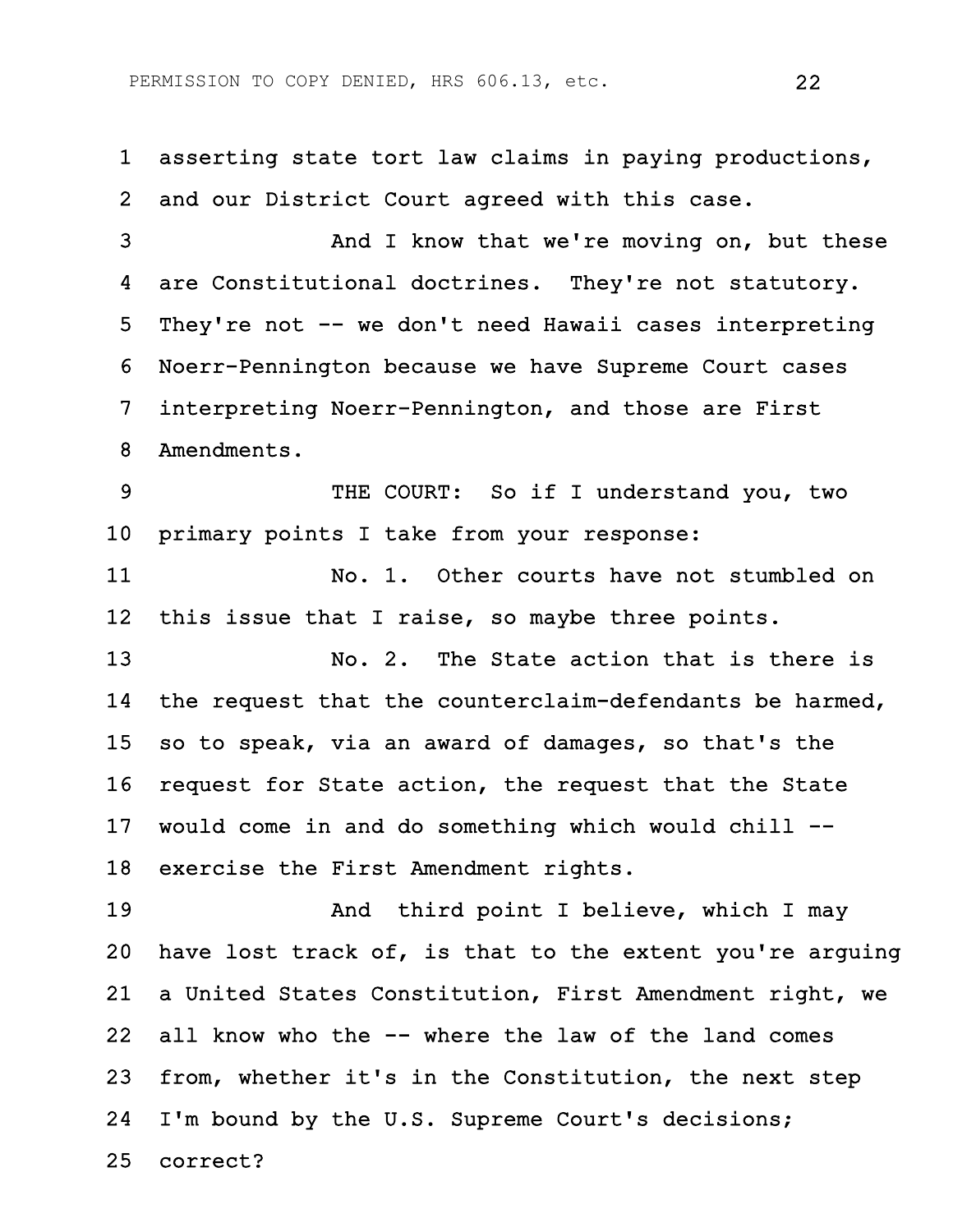1 asserting state tort law claims in paying productions,
2 and our District Court agreed with this case.

3 And I know that we're moving on, but these
4 are Constitutional doctrines. They're not statutory.
5 They're not -- we don't need Hawaii cases interpreting
6 Noerr-Pennington because we have Supreme Court cases
7 interpreting Noerr-Pennington, and those are First
8 Amendments.

9 THE COURT: So if I understand you, two
10 primary points I take from your response:

11 No. 1. Other courts have not stumbled on
12 this issue that I raise, so maybe three points.

13 No. 2. The State action that is there is
14 the request that the counterclaim-defendants be harmed,
15 so to speak, via an award of damages, so that's the
16 request for State action, the request that the State
17 would come in and do something which would chill --
18 exercise the First Amendment rights.

19 And third point I believe, which I may
20 have lost track of, is that to the extent you're arguing
21 a United States Constitution, First Amendment right, we
22 all know who the -- where the law of the land comes
23 from, whether it's in the Constitution, the next step
24 I'm bound by the U.S. Supreme Court's decisions;
25 correct?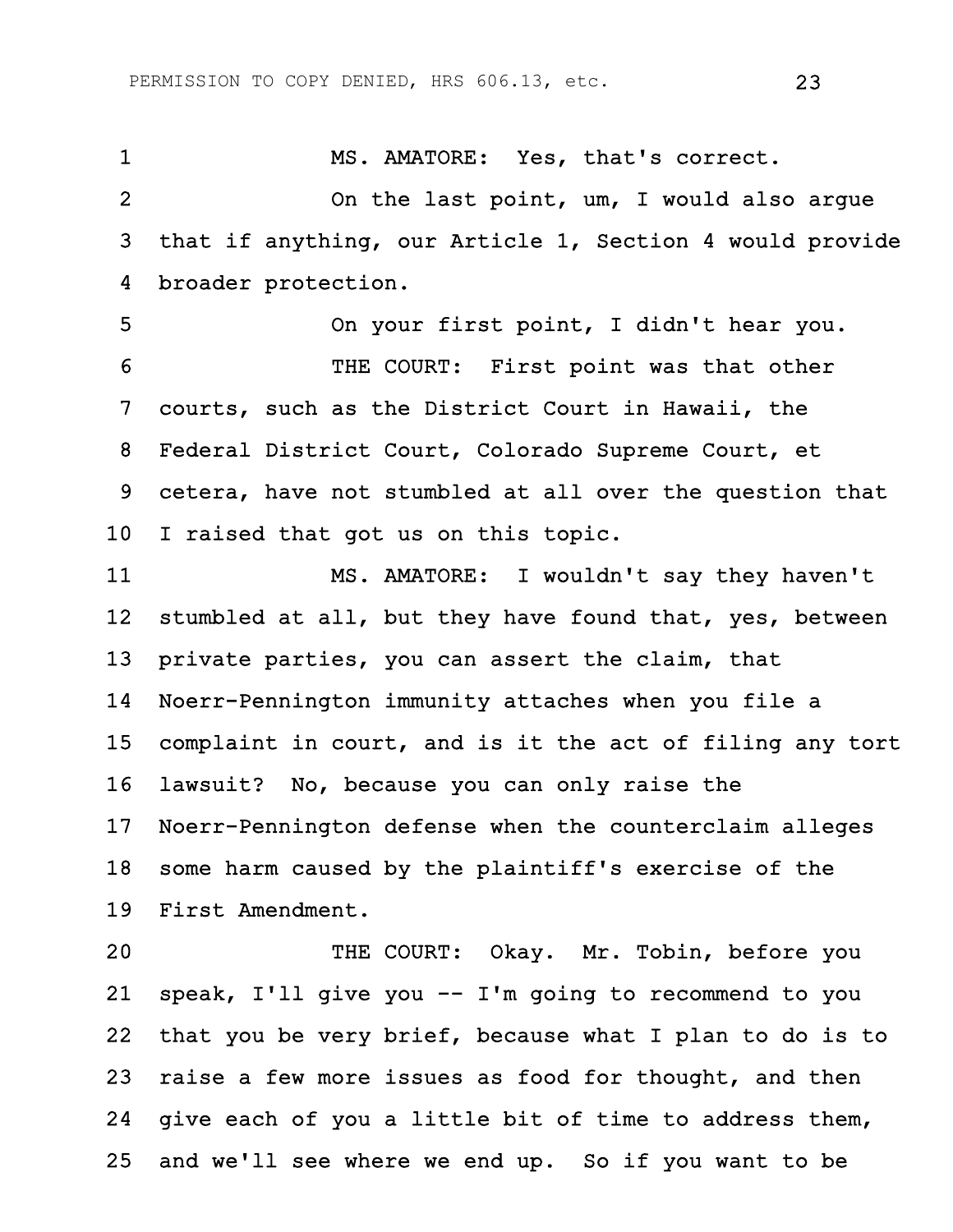MS. AMATORE: Yes, that's correct.

On the last point, um, I would also argue that if anything, our Article 1, Section 4 would provide broader protection.

On your first point, I didn't hear you.

THE COURT: First point was that other courts, such as the District Court in Hawaii, the Federal District Court, Colorado Supreme Court, et cetera, have not stumbled at all over the question that I raised that got us on this topic.

MS. AMATORE: I wouldn't say they haven't stumbled at all, but they have found that, yes, between private parties, you can assert the claim, that Noerr-Pennington immunity attaches when you file a complaint in court, and is it the act of filing any tort lawsuit? No, because you can only raise the Noerr-Pennington defense when the counterclaim alleges some harm caused by the plaintiff's exercise of the First Amendment.

THE COURT: Okay. Mr. Tobin, before you speak, I'll give you -- I'm going to recommend to you that you be very brief, because what I plan to do is to raise a few more issues as food for thought, and then give each of you a little bit of time to address them, and we'll see where we end up. So if you want to be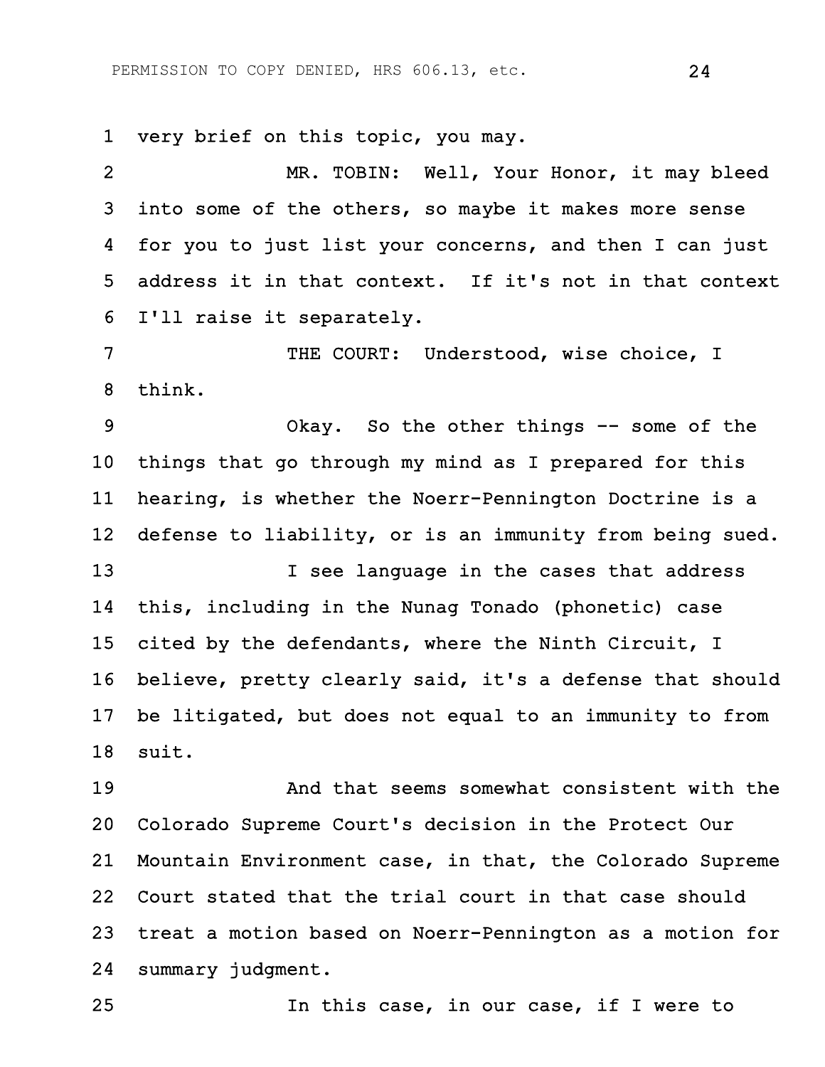very brief on this topic, you may.

MR. TOBIN: Well, Your Honor, it may bleed into some of the others, so maybe it makes more sense for you to just list your concerns, and then I can just address it in that context. If it's not in that context I'll raise it separately.

THE COURT: Understood, wise choice, I think.

Okay. So the other things -- some of the things that go through my mind as I prepared for this hearing, is whether the Noerr-Pennington Doctrine is a defense to liability, or is an immunity from being sued.

I see language in the cases that address this, including in the Nunag Tonado (phonetic) case cited by the defendants, where the Ninth Circuit, I believe, pretty clearly said, it's a defense that should be litigated, but does not equal to an immunity to from suit.

And that seems somewhat consistent with the Colorado Supreme Court's decision in the Protect Our Mountain Environment case, in that, the Colorado Supreme Court stated that the trial court in that case should treat a motion based on Noerr-Pennington as a motion for summary judgment.

In this case, in our case, if I were to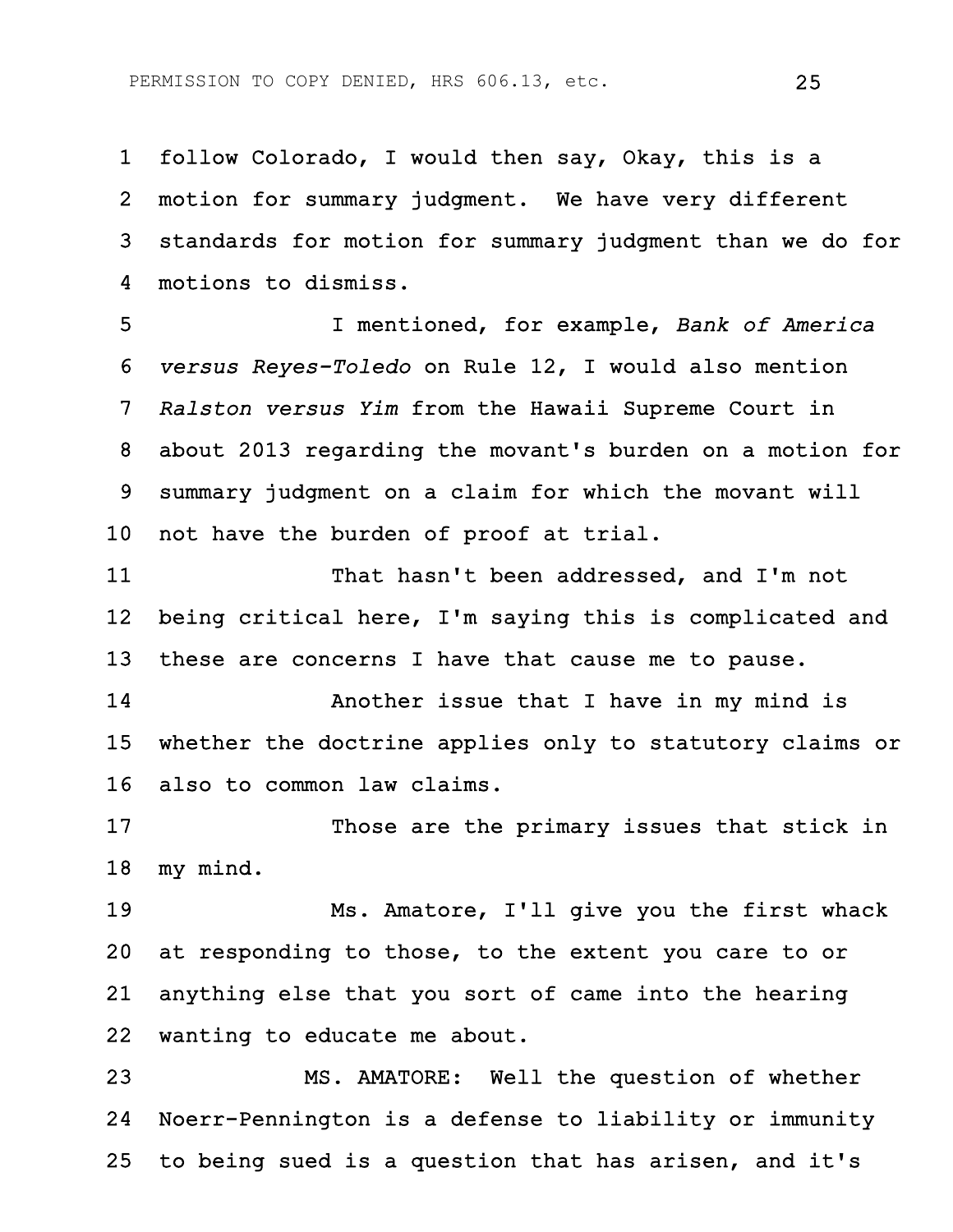follow Colorado, I would then say, Okay, this is a motion for summary judgment. We have very different standards for motion for summary judgment than we do for motions to dismiss.

I mentioned, for example, *Bank of America versus Reyes-Toledo* on Rule 12, I would also mention *Ralston versus Yim* from the Hawaii Supreme Court in about 2013 regarding the movant's burden on a motion for summary judgment on a claim for which the movant will not have the burden of proof at trial.

That hasn't been addressed, and I'm not being critical here, I'm saying this is complicated and these are concerns I have that cause me to pause.

Another issue that I have in my mind is whether the doctrine applies only to statutory claims or also to common law claims.

Those are the primary issues that stick in my mind.

Ms. Amatore, I'll give you the first whack at responding to those, to the extent you care to or anything else that you sort of came into the hearing wanting to educate me about.

MS. AMATORE: Well the question of whether Noerr-Pennington is a defense to liability or immunity to being sued is a question that has arisen, and it's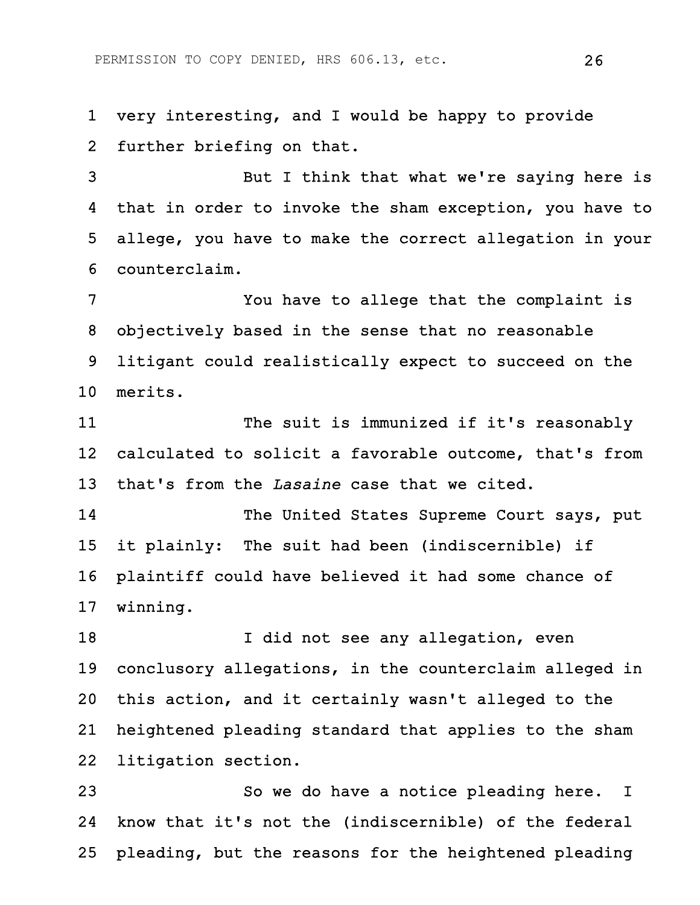very interesting, and I would be happy to provide further briefing on that.

But I think that what we're saying here is that in order to invoke the sham exception, you have to allege, you have to make the correct allegation in your counterclaim.

You have to allege that the complaint is objectively based in the sense that no reasonable litigant could realistically expect to succeed on the merits.

The suit is immunized if it's reasonably calculated to solicit a favorable outcome, that's from that's from the *Lasaine* case that we cited.

The United States Supreme Court says, put it plainly: The suit had been (indiscernible) if plaintiff could have believed it had some chance of winning.

I did not see any allegation, even conclusory allegations, in the counterclaim alleged in this action, and it certainly wasn't alleged to the heightened pleading standard that applies to the sham litigation section.

So we do have a notice pleading here. I know that it's not the (indiscernible) of the federal pleading, but the reasons for the heightened pleading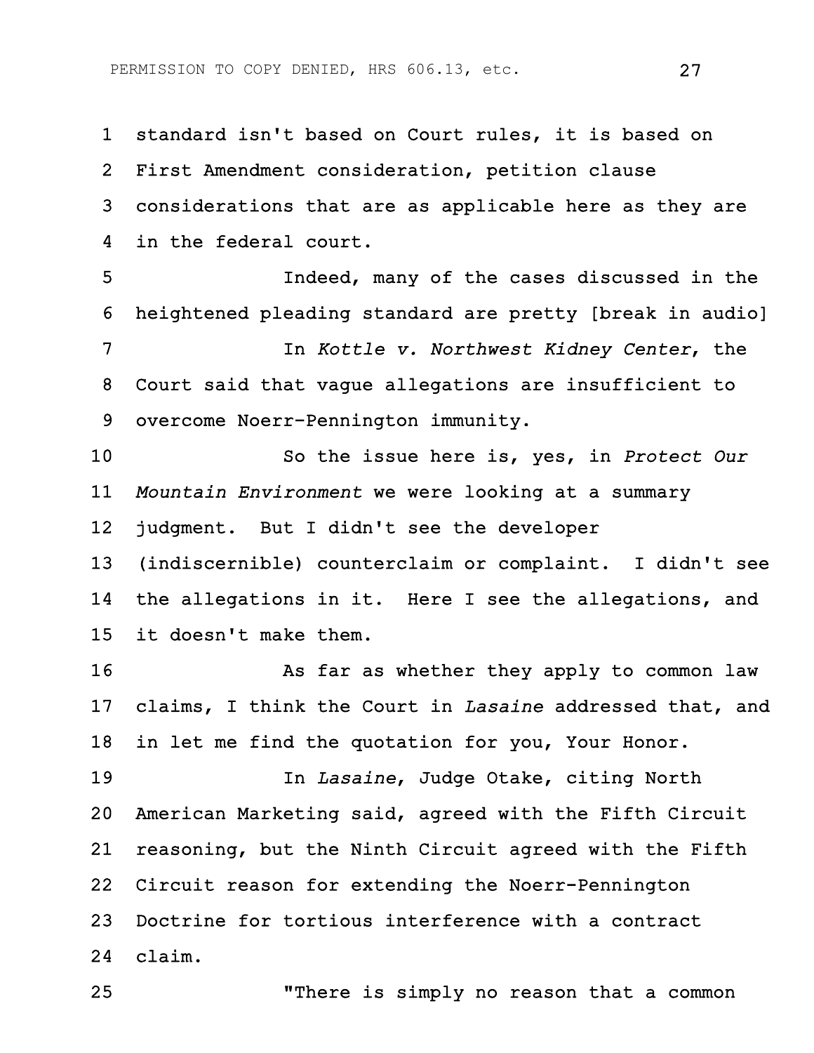standard isn't based on Court rules, it is based on First Amendment consideration, petition clause considerations that are as applicable here as they are in the federal court.

Indeed, many of the cases discussed in the heightened pleading standard are pretty [break in audio]

In *Kottle v. Northwest Kidney Center*, the Court said that vague allegations are insufficient to overcome Noerr-Pennington immunity.

So the issue here is, yes, in *Protect Our Mountain Environment* we were looking at a summary judgment. But I didn't see the developer (indiscernible) counterclaim or complaint. I didn't see the allegations in it. Here I see the allegations, and it doesn't make them.

As far as whether they apply to common law claims, I think the Court in *Lasaine* addressed that, and in let me find the quotation for you, Your Honor.

In *Lasaine*, Judge Otake, citing North American Marketing said, agreed with the Fifth Circuit reasoning, but the Ninth Circuit agreed with the Fifth Circuit reason for extending the Noerr-Pennington Doctrine for tortious interference with a contract claim.

"There is simply no reason that a common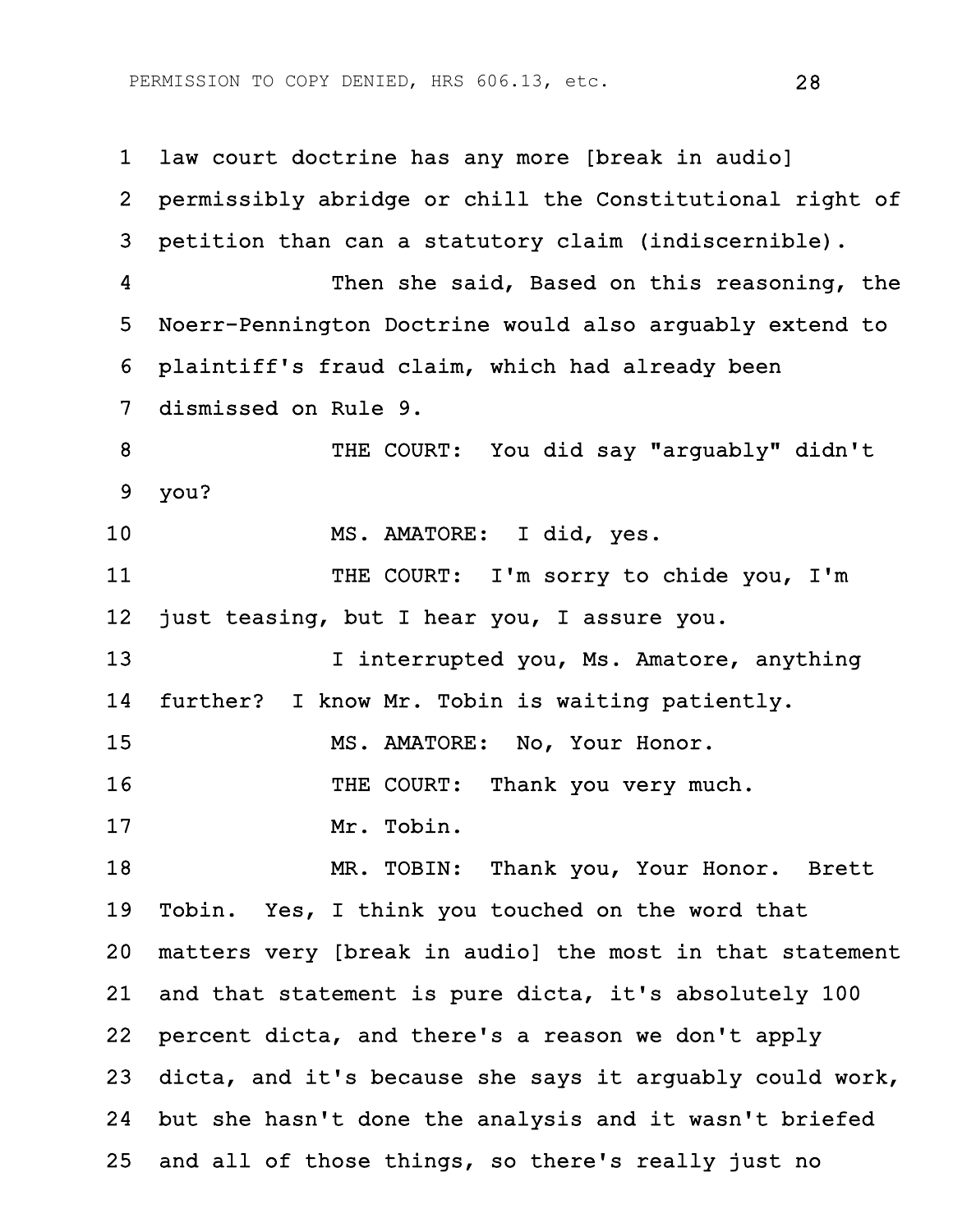law court doctrine has any more [break in audio] permissibly abridge or chill the Constitutional right of petition than can a statutory claim (indiscernible).

Then she said, Based on this reasoning, the Noerr-Pennington Doctrine would also arguably extend to plaintiff's fraud claim, which had already been dismissed on Rule 9.

THE COURT: You did say "arguably" didn't you?

MS. AMATORE: I did, yes.

THE COURT: I'm sorry to chide you, I'm just teasing, but I hear you, I assure you.

I interrupted you, Ms. Amatore, anything further? I know Mr. Tobin is waiting patiently.

MS. AMATORE: No, Your Honor.

THE COURT: Thank you very much.

Mr. Tobin.

MR. TOBIN: Thank you, Your Honor. Brett Tobin. Yes, I think you touched on the word that matters very [break in audio] the most in that statement and that statement is pure dicta, it's absolutely 100 percent dicta, and there's a reason we don't apply dicta, and it's because she says it arguably could work, but she hasn't done the analysis and it wasn't briefed and all of those things, so there's really just no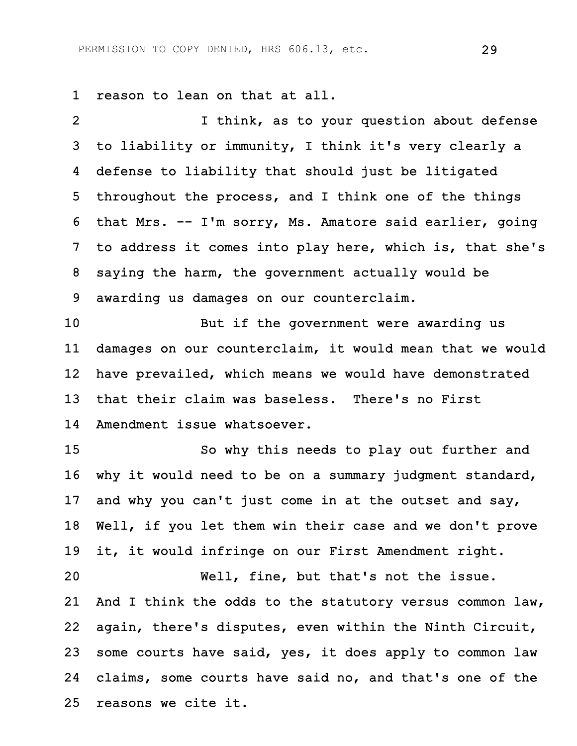reason to lean on that at all.

I think, as to your question about defense to liability or immunity, I think it's very clearly a defense to liability that should just be litigated throughout the process, and I think one of the things that Mrs. -- I'm sorry, Ms. Amatore said earlier, going to address it comes into play here, which is, that she's saying the harm, the government actually would be awarding us damages on our counterclaim.

But if the government were awarding us damages on our counterclaim, it would mean that we would have prevailed, which means we would have demonstrated that their claim was baseless. There's no First Amendment issue whatsoever.

So why this needs to play out further and why it would need to be on a summary judgment standard, and why you can't just come in at the outset and say, Well, if you let them win their case and we don't prove it, it would infringe on our First Amendment right.

Well, fine, but that's not the issue. And I think the odds to the statutory versus common law, again, there's disputes, even within the Ninth Circuit, some courts have said, yes, it does apply to common law claims, some courts have said no, and that's one of the reasons we cite it.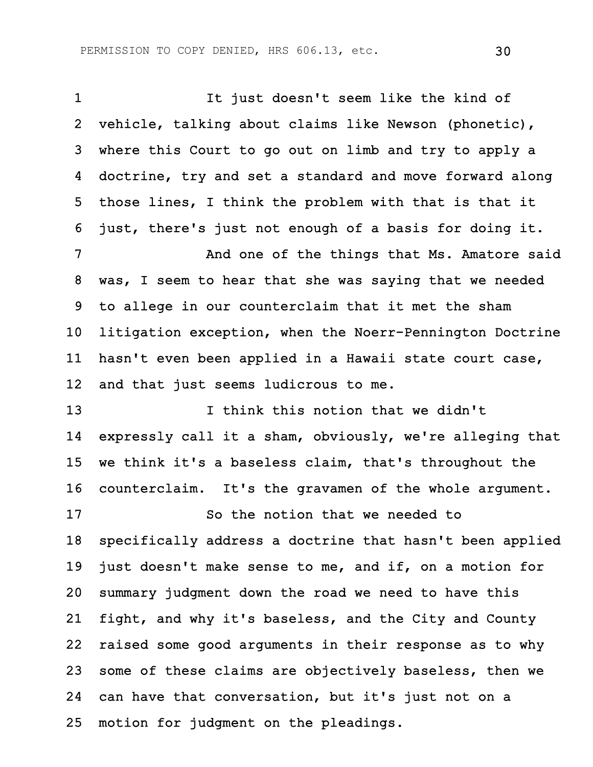It just doesn't seem like the kind of vehicle, talking about claims like Newson (phonetic), where this Court to go out on limb and try to apply a doctrine, try and set a standard and move forward along those lines, I think the problem with that is that it just, there's just not enough of a basis for doing it.

And one of the things that Ms. Amatore said was, I seem to hear that she was saying that we needed to allege in our counterclaim that it met the sham litigation exception, when the Noerr-Pennington Doctrine hasn't even been applied in a Hawaii state court case, and that just seems ludicrous to me.

I think this notion that we didn't expressly call it a sham, obviously, we're alleging that we think it's a baseless claim, that's throughout the counterclaim. It's the gravamen of the whole argument.

So the notion that we needed to specifically address a doctrine that hasn't been applied just doesn't make sense to me, and if, on a motion for summary judgment down the road we need to have this fight, and why it's baseless, and the City and County raised some good arguments in their response as to why some of these claims are objectively baseless, then we can have that conversation, but it's just not on a motion for judgment on the pleadings.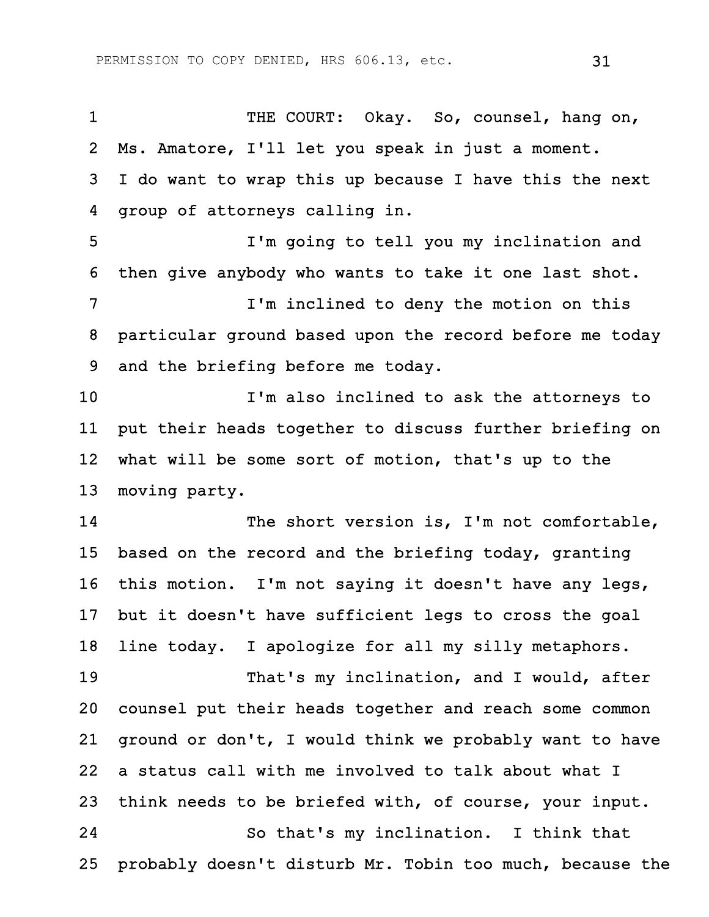THE COURT: Okay. So, counsel, hang on, Ms. Amatore, I'll let you speak in just a moment. I do want to wrap this up because I have this the next group of attorneys calling in.

I'm going to tell you my inclination and then give anybody who wants to take it one last shot.

I'm inclined to deny the motion on this particular ground based upon the record before me today and the briefing before me today.

I'm also inclined to ask the attorneys to put their heads together to discuss further briefing on what will be some sort of motion, that's up to the moving party.

The short version is, I'm not comfortable, based on the record and the briefing today, granting this motion. I'm not saying it doesn't have any legs, but it doesn't have sufficient legs to cross the goal line today. I apologize for all my silly metaphors.

That's my inclination, and I would, after counsel put their heads together and reach some common ground or don't, I would think we probably want to have a status call with me involved to talk about what I think needs to be briefed with, of course, your input.

So that's my inclination. I think that probably doesn't disturb Mr. Tobin too much, because the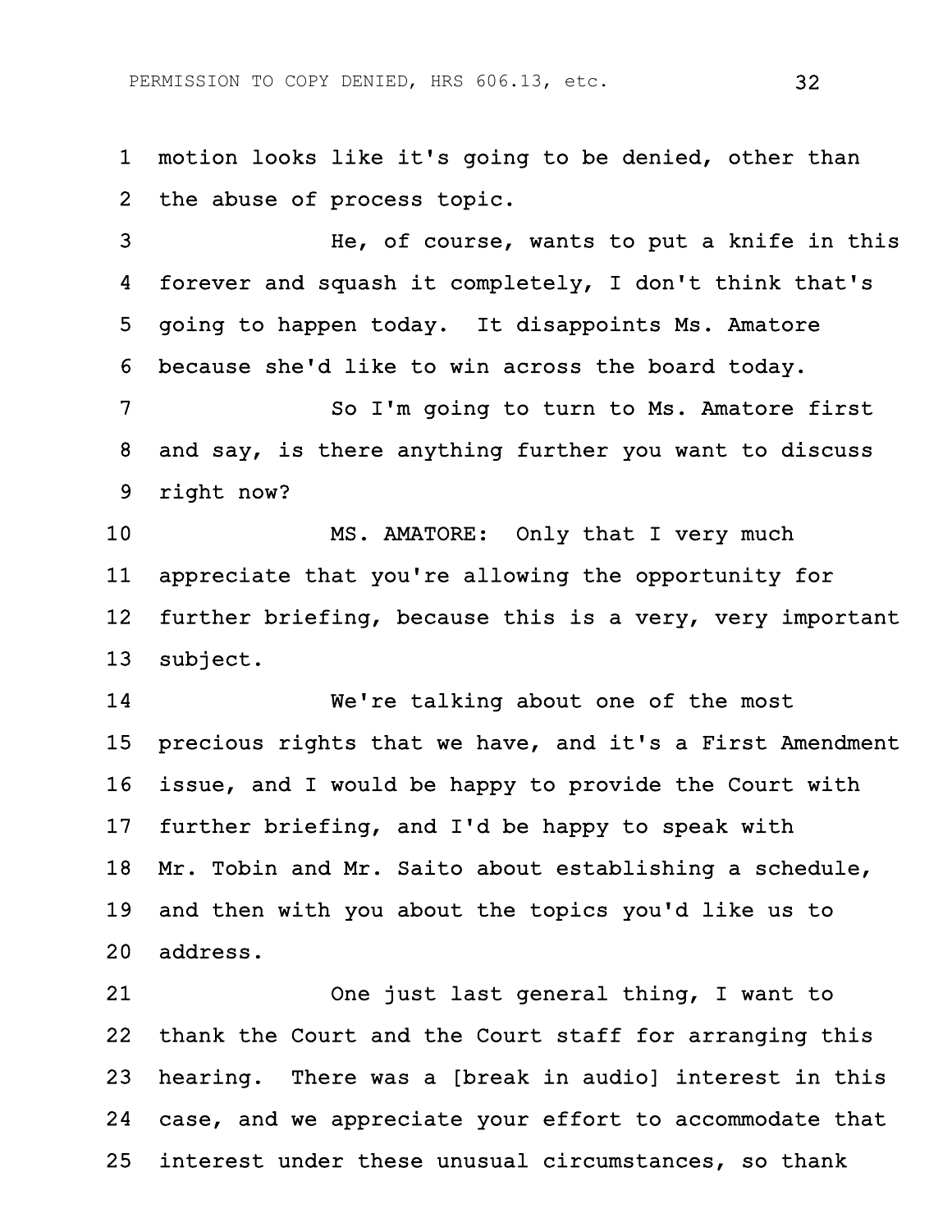1 motion looks like it's going to be denied, other than
2 the abuse of process topic.

3 He, of course, wants to put a knife in this
4 forever and squash it completely, I don't think that's
5 going to happen today. It disappoints Ms. Amatore
6 because she'd like to win across the board today.

7 So I'm going to turn to Ms. Amatore first
8 and say, is there anything further you want to discuss
9 right now?

10 MS. AMATORE: Only that I very much
11 appreciate that you're allowing the opportunity for
12 further briefing, because this is a very, very important
13 subject.

14 We're talking about one of the most
15 precious rights that we have, and it's a First Amendment
16 issue, and I would be happy to provide the Court with
17 further briefing, and I'd be happy to speak with
18 Mr. Tobin and Mr. Saito about establishing a schedule,
19 and then with you about the topics you'd like us to
20 address.

21 One just last general thing, I want to
22 thank the Court and the Court staff for arranging this
23 hearing. There was a [break in audio] interest in this
24 case, and we appreciate your effort to accommodate that
25 interest under these unusual circumstances, so thank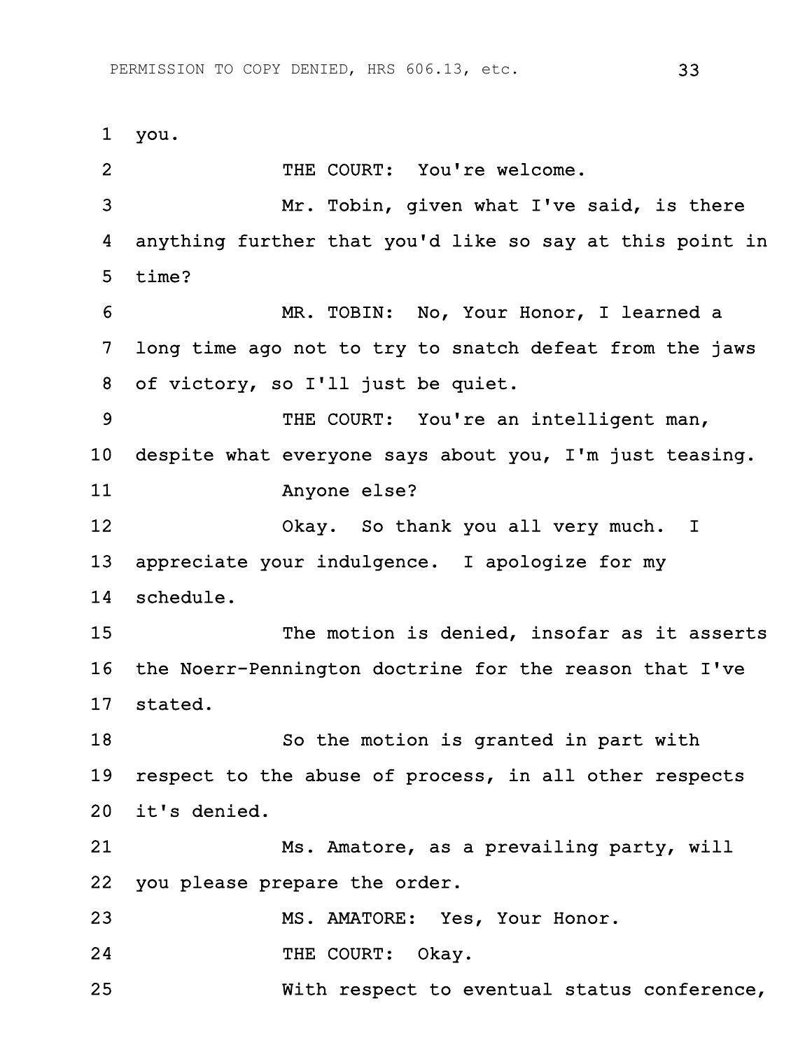you.

THE COURT: You're welcome.

Mr. Tobin, given what I've said, is there anything further that you'd like so say at this point in time?

MR. TOBIN: No, Your Honor, I learned a long time ago not to try to snatch defeat from the jaws of victory, so I'll just be quiet.

THE COURT: You're an intelligent man, despite what everyone says about you, I'm just teasing.

Anyone else?

Okay. So thank you all very much. I appreciate your indulgence. I apologize for my schedule.

The motion is denied, insofar as it asserts the Noerr-Pennington doctrine for the reason that I've stated.

So the motion is granted in part with respect to the abuse of process, in all other respects it's denied.

Ms. Amatore, as a prevailing party, will you please prepare the order.

MS. AMATORE: Yes, Your Honor.

THE COURT: Okay.

With respect to eventual status conference,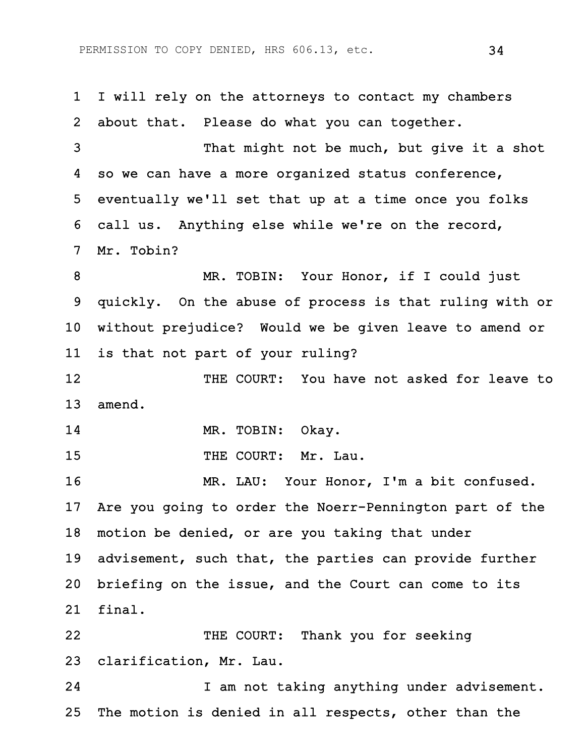I will rely on the attorneys to contact my chambers about that. Please do what you can together.

That might not be much, but give it a shot so we can have a more organized status conference, eventually we'll set that up at a time once you folks call us. Anything else while we're on the record, Mr. Tobin?

MR. TOBIN: Your Honor, if I could just quickly. On the abuse of process is that ruling with or without prejudice? Would we be given leave to amend or is that not part of your ruling?

THE COURT: You have not asked for leave to amend.

MR. TOBIN: Okay.

THE COURT: Mr. Lau.

MR. LAU: Your Honor, I'm a bit confused. Are you going to order the Noerr-Pennington part of the motion be denied, or are you taking that under advisement, such that, the parties can provide further briefing on the issue, and the Court can come to its final.

THE COURT: Thank you for seeking clarification, Mr. Lau.

I am not taking anything under advisement. The motion is denied in all respects, other than the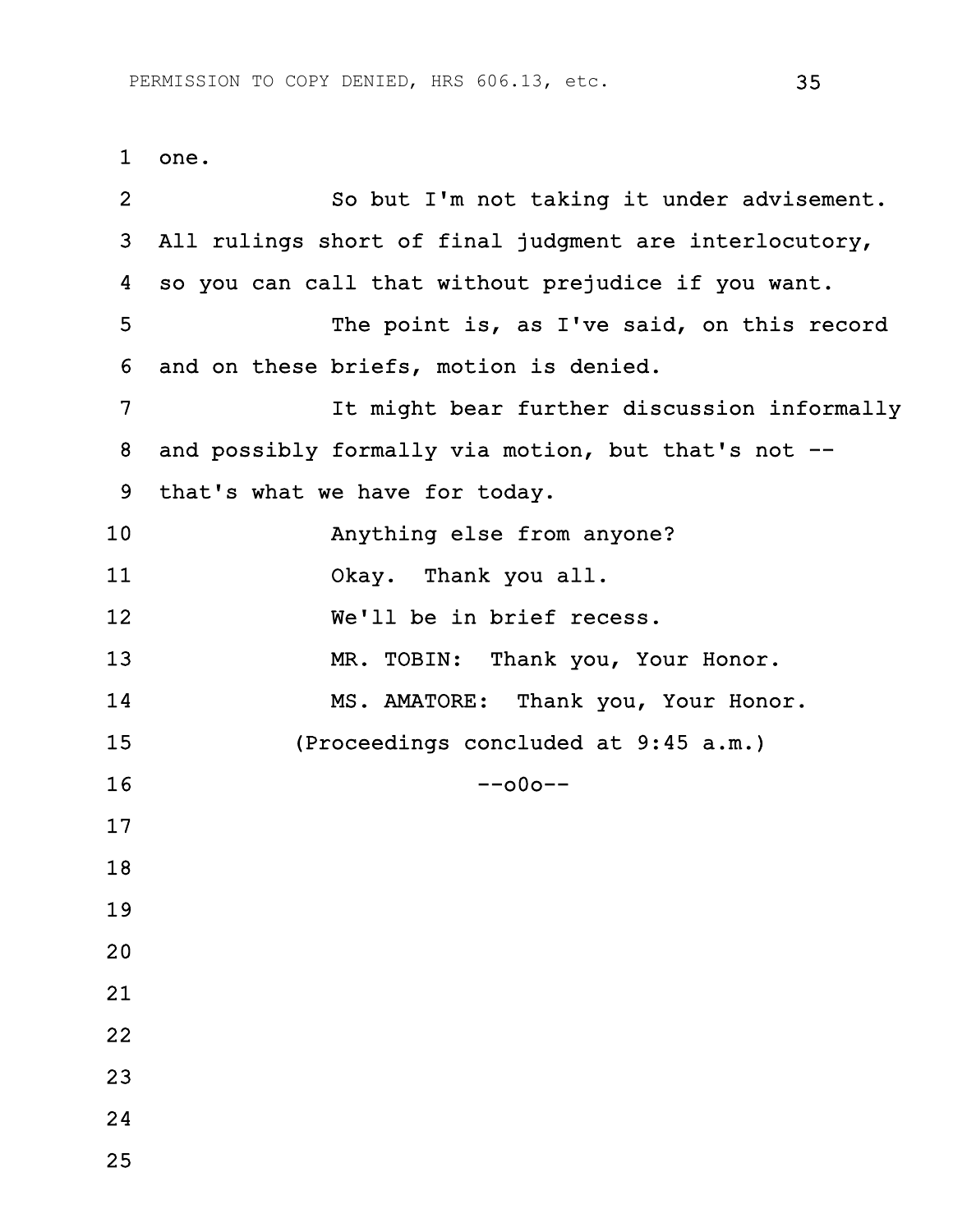one.

So but I'm not taking it under advisement. All rulings short of final judgment are interlocutory, so you can call that without prejudice if you want.

The point is, as I've said, on this record and on these briefs, motion is denied.

It might bear further discussion informally and possibly formally via motion, but that's not -- that's what we have for today.

Anything else from anyone?

Okay. Thank you all.

We'll be in brief recess.

MR. TOBIN: Thank you, Your Honor.

MS. AMATORE: Thank you, Your Honor.

(Proceedings concluded at 9:45 a.m.)

--o0o--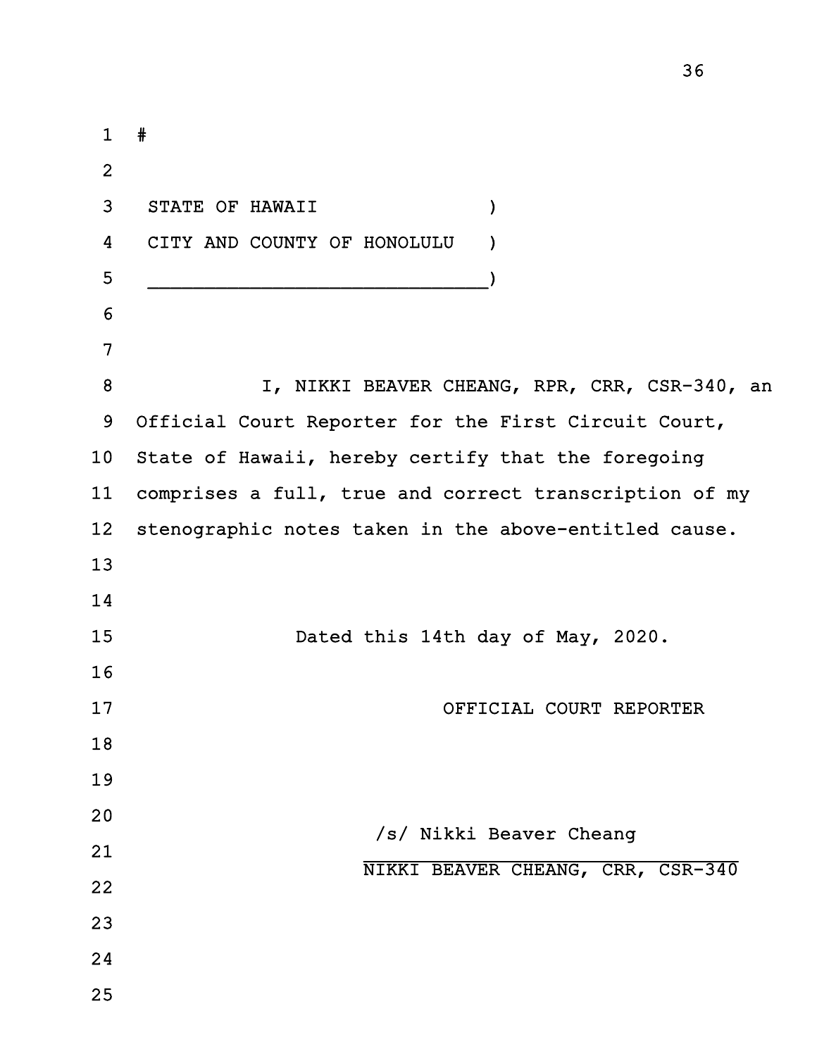#

STATE OF HAWAII )
CITY AND COUNTY OF HONOLULU )
_______________________________)

I, NIKKI BEAVER CHEANG, RPR, CRR, CSR-340, an Official Court Reporter for the First Circuit Court, State of Hawaii, hereby certify that the foregoing comprises a full, true and correct transcription of my stenographic notes taken in the above-entitled cause.

Dated this 14th day of May, 2020.

OFFICIAL COURT REPORTER

/s/ Nikki Beaver Cheang
NIKKI BEAVER CHEANG, CRR, CSR-340